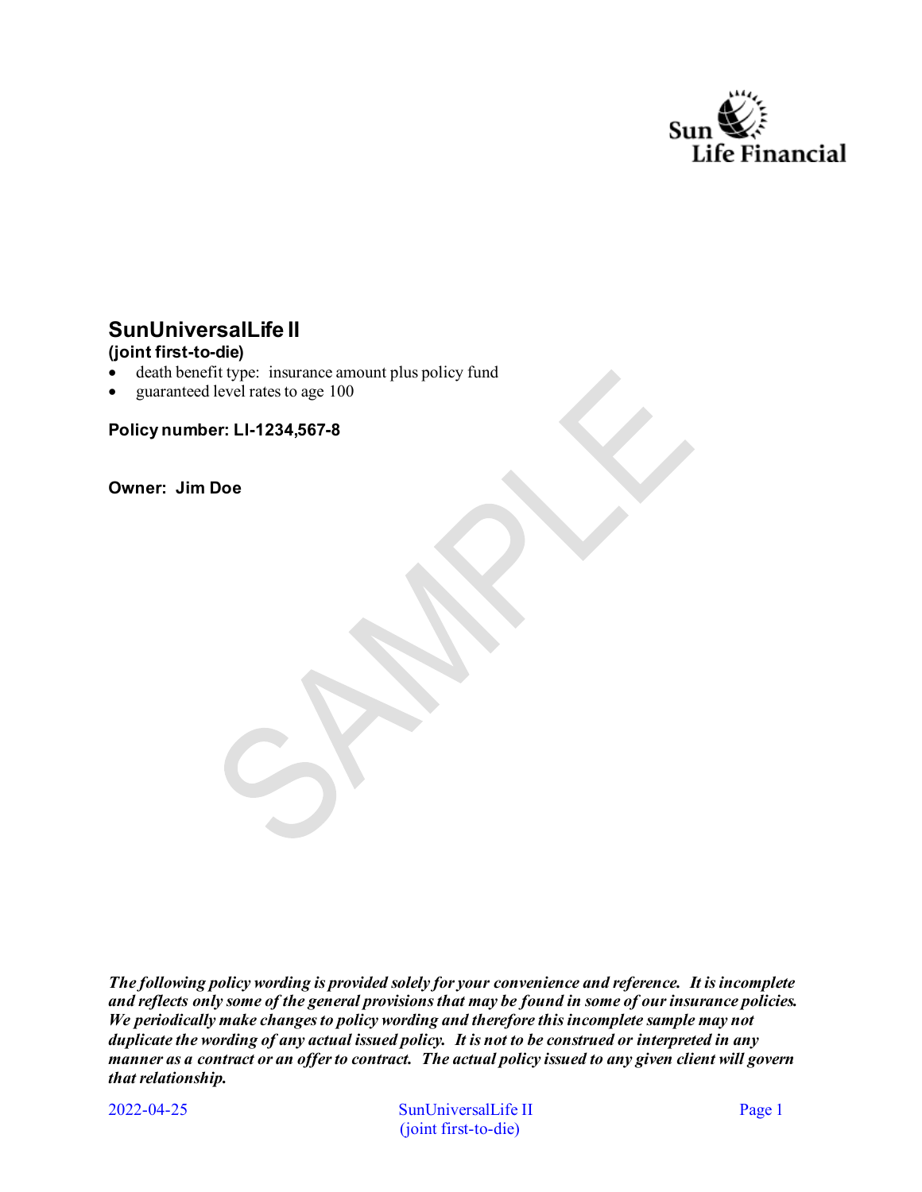Sun Life Financial

# SunUniversalLife II

**(joint first-to-die)**

- death benefit type: insurance amount plus policy fund
- guaranteed level rates to age 100

**Policy number: LI-1234,567-8**

**Owner: Jim Doe**

SAMPLE

***The following policy wording is provided solely for your convenience and reference. It is incomplete and reflects only some of the general provisions that may be found in some of our insurance policies. We periodically make changes to policy wording and therefore this incomplete sample may not duplicate the wording of any actual issued policy. It is not to be construed or interpreted in any manner as a contract or an offer to contract. The actual policy issued to any given client will govern that relationship.***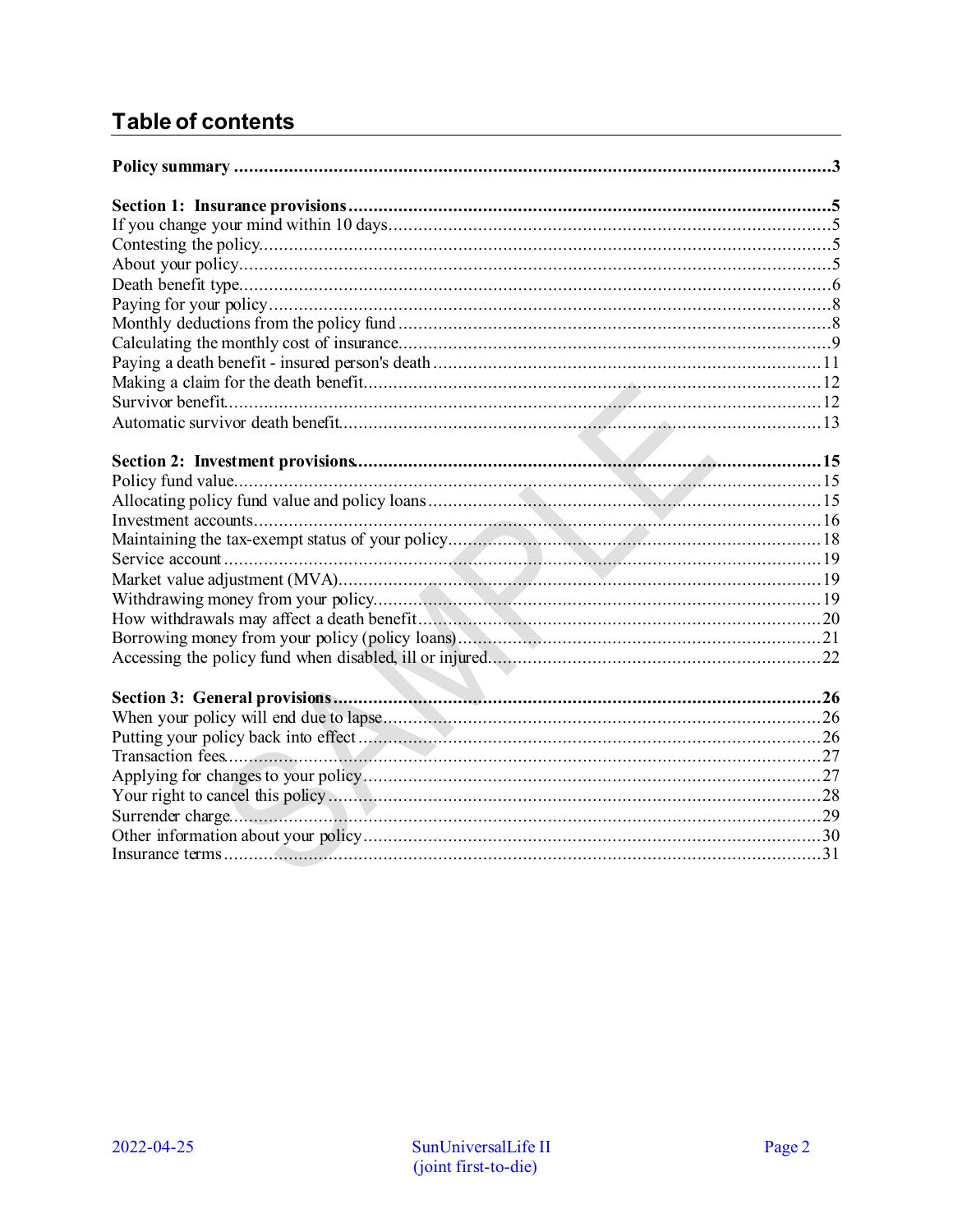# Table of contents

| | |
|---|---|
| **Policy summary** | **3** |
| | |
| **Section 1: Insurance provisions** | **5** |
| If you change your mind within 10 days | 5 |
| Contesting the policy | 5 |
| About your policy | 5 |
| Death benefit type | 6 |
| Paying for your policy | 8 |
| Monthly deductions from the policy fund | 8 |
| Calculating the monthly cost of insurance | 9 |
| Paying a death benefit - insured person's death | 11 |
| Making a claim for the death benefit | 12 |
| Survivor benefit | 12 |
| Automatic survivor death benefit | 13 |
| | |
| **Section 2: Investment provisions** | **15** |
| Policy fund value | 15 |
| Allocating policy fund value and policy loans | 15 |
| Investment accounts | 16 |
| Maintaining the tax-exempt status of your policy | 18 |
| Service account | 19 |
| Market value adjustment (MVA) | 19 |
| Withdrawing money from your policy | 19 |
| How withdrawals may affect a death benefit | 20 |
| Borrowing money from your policy (policy loans) | 21 |
| Accessing the policy fund when disabled, ill or injured | 22 |
| | |
| **Section 3: General provisions** | **26** |
| When your policy will end due to lapse | 26 |
| Putting your policy back into effect | 26 |
| Transaction fees | 27 |
| Applying for changes to your policy | 27 |
| Your right to cancel this policy | 28 |
| Surrender charge | 29 |
| Other information about your policy | 30 |
| Insurance terms | 31 |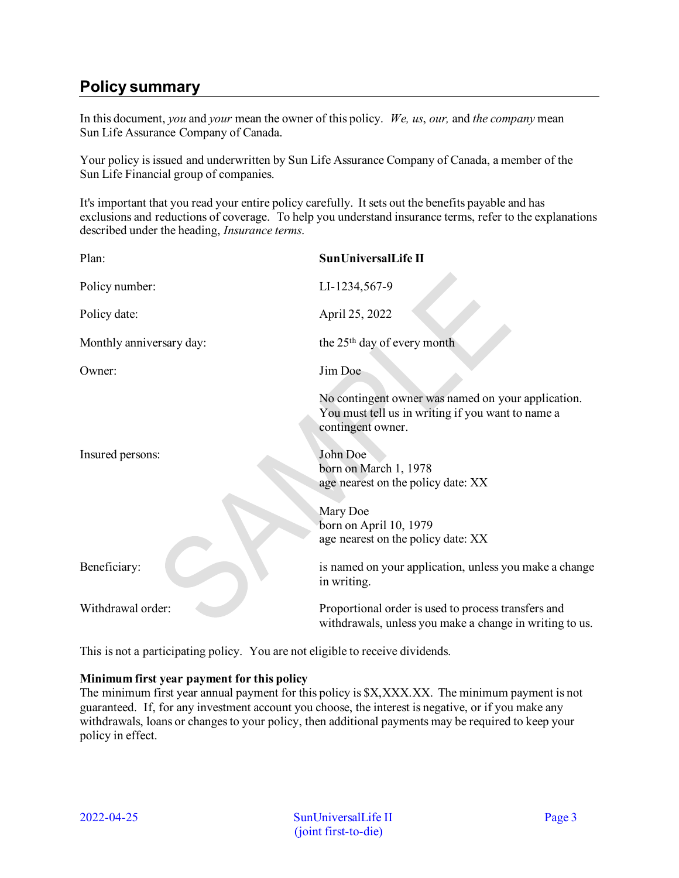## Policy summary

In this document, *you* and *your* mean the owner of this policy. *We, us, our,* and *the company* mean Sun Life Assurance Company of Canada.

Your policy is issued and underwritten by Sun Life Assurance Company of Canada, a member of the Sun Life Financial group of companies.

It's important that you read your entire policy carefully. It sets out the benefits payable and has exclusions and reductions of coverage. To help you understand insurance terms, refer to the explanations described under the heading, *Insurance terms*.

| | |
|---|---|
| Plan: | **SunUniversalLife II** |
| Policy number: | LI-1234,567-9 |
| Policy date: | April 25, 2022 |
| Monthly anniversary day: | the 25th day of every month |
| Owner: | Jim Doe<br><br>No contingent owner was named on your application. You must tell us in writing if you want to name a contingent owner. |
| Insured persons: | John Doe<br>born on March 1, 1978<br>age nearest on the policy date: XX<br><br>Mary Doe<br>born on April 10, 1979<br>age nearest on the policy date: XX |
| Beneficiary: | is named on your application, unless you make a change in writing. |
| Withdrawal order: | Proportional order is used to process transfers and withdrawals, unless you make a change in writing to us. |

This is not a participating policy. You are not eligible to receive dividends.

**Minimum first year payment for this policy**
The minimum first year annual payment for this policy is $X,XXX.XX. The minimum payment is not guaranteed. If, for any investment account you choose, the interest is negative, or if you make any withdrawals, loans or changes to your policy, then additional payments may be required to keep your policy in effect.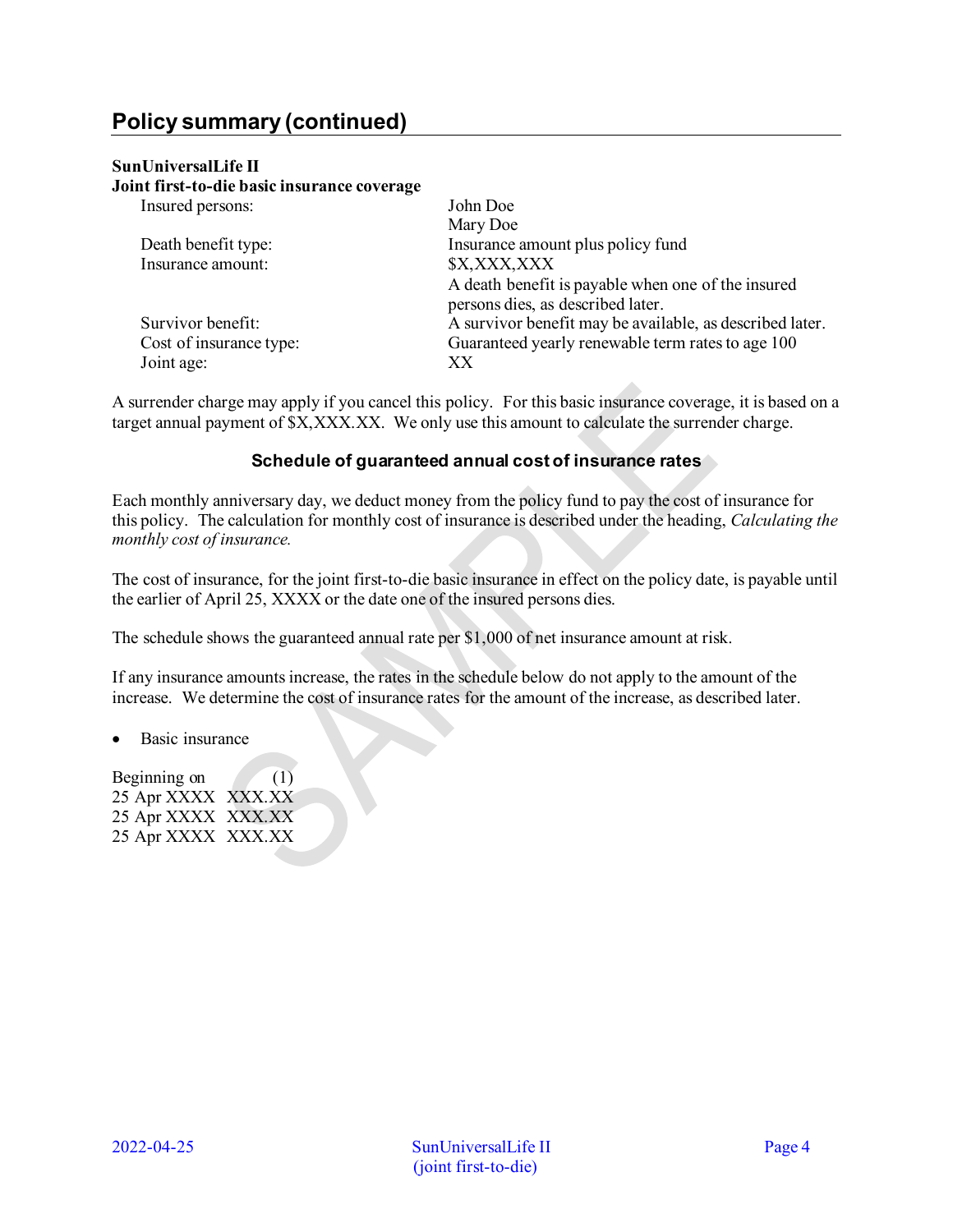## Policy summary (continued)

**SunUniversalLife II**
**Joint first-to-die basic insurance coverage**

| | |
|---|---|
| Insured persons: | John Doe<br>Mary Doe |
| Death benefit type: | Insurance amount plus policy fund |
| Insurance amount: | $X,XXX,XXX<br>A death benefit is payable when one of the insured persons dies, as described later. |
| Survivor benefit: | A survivor benefit may be available, as described later. |
| Cost of insurance type: | Guaranteed yearly renewable term rates to age 100 |
| Joint age: | XX |

A surrender charge may apply if you cancel this policy. For this basic insurance coverage, it is based on a target annual payment of $X,XXX.XX. We only use this amount to calculate the surrender charge.

### Schedule of guaranteed annual cost of insurance rates

Each monthly anniversary day, we deduct money from the policy fund to pay the cost of insurance for this policy. The calculation for monthly cost of insurance is described under the heading, *Calculating the monthly cost of insurance.*

The cost of insurance, for the joint first-to-die basic insurance in effect on the policy date, is payable until the earlier of April 25, XXXX or the date one of the insured persons dies.

The schedule shows the guaranteed annual rate per $1,000 of net insurance amount at risk.

If any insurance amounts increase, the rates in the schedule below do not apply to the amount of the increase. We determine the cost of insurance rates for the amount of the increase, as described later.

- Basic insurance

| Beginning on | (1) |
|---|---|
| 25 Apr XXXX | XXX.XX |
| 25 Apr XXXX | XXX.XX |
| 25 Apr XXXX | XXX.XX |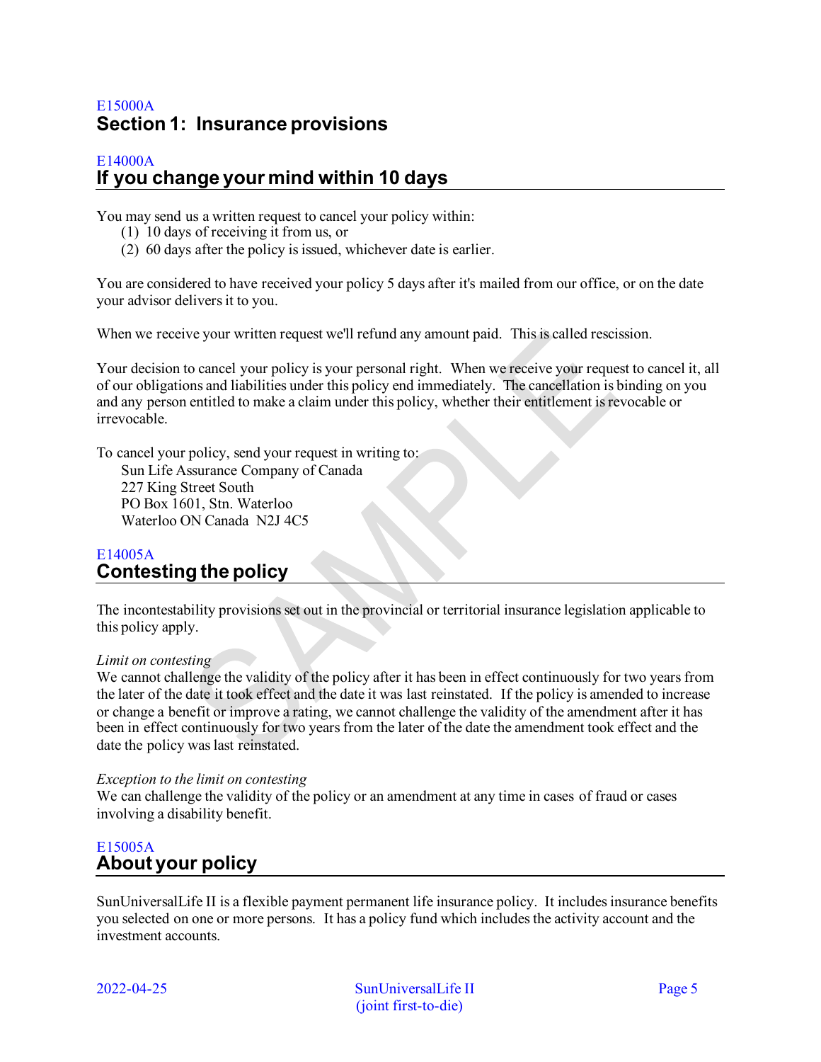E15000A

# Section 1: Insurance provisions

E14000A

## If you change your mind within 10 days

You may send us a written request to cancel your policy within:

(1) 10 days of receiving it from us, or
(2) 60 days after the policy is issued, whichever date is earlier.

You are considered to have received your policy 5 days after it's mailed from our office, or on the date your advisor delivers it to you.

When we receive your written request we'll refund any amount paid. This is called rescission.

Your decision to cancel your policy is your personal right. When we receive your request to cancel it, all of our obligations and liabilities under this policy end immediately. The cancellation is binding on you and any person entitled to make a claim under this policy, whether their entitlement is revocable or irrevocable.

To cancel your policy, send your request in writing to:

Sun Life Assurance Company of Canada
227 King Street South
PO Box 1601, Stn. Waterloo
Waterloo ON Canada N2J 4C5

E14005A

## Contesting the policy

The incontestability provisions set out in the provincial or territorial insurance legislation applicable to this policy apply.

*Limit on contesting*
We cannot challenge the validity of the policy after it has been in effect continuously for two years from the later of the date it took effect and the date it was last reinstated. If the policy is amended to increase or change a benefit or improve a rating, we cannot challenge the validity of the amendment after it has been in effect continuously for two years from the later of the date the amendment took effect and the date the policy was last reinstated.

*Exception to the limit on contesting*
We can challenge the validity of the policy or an amendment at any time in cases of fraud or cases involving a disability benefit.

E15005A

## About your policy

SunUniversalLife II is a flexible payment permanent life insurance policy. It includes insurance benefits you selected on one or more persons. It has a policy fund which includes the activity account and the investment accounts.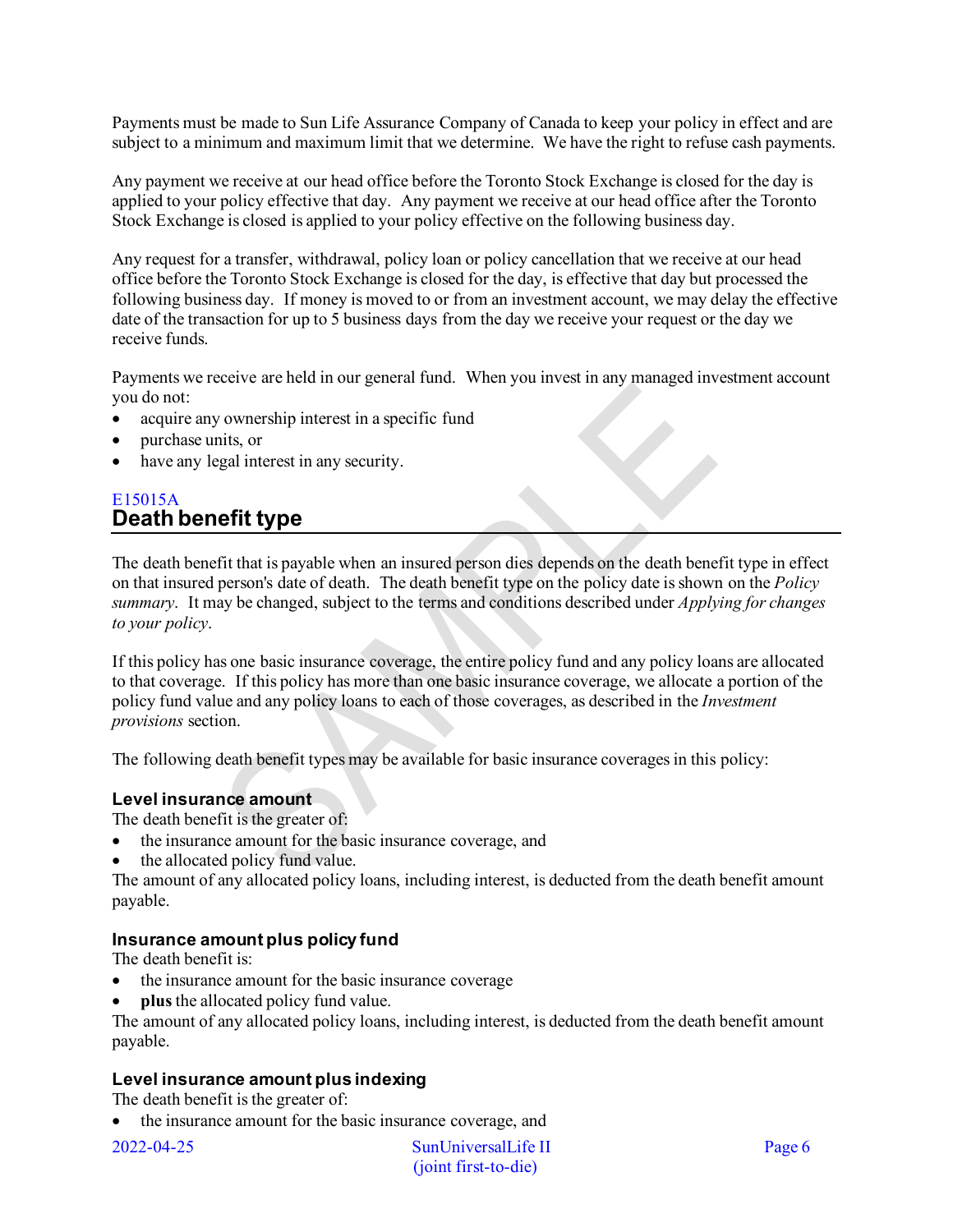Payments must be made to Sun Life Assurance Company of Canada to keep your policy in effect and are subject to a minimum and maximum limit that we determine. We have the right to refuse cash payments.

Any payment we receive at our head office before the Toronto Stock Exchange is closed for the day is applied to your policy effective that day. Any payment we receive at our head office after the Toronto Stock Exchange is closed is applied to your policy effective on the following business day.

Any request for a transfer, withdrawal, policy loan or policy cancellation that we receive at our head office before the Toronto Stock Exchange is closed for the day, is effective that day but processed the following business day. If money is moved to or from an investment account, we may delay the effective date of the transaction for up to 5 business days from the day we receive your request or the day we receive funds.

Payments we receive are held in our general fund. When you invest in any managed investment account you do not:

- acquire any ownership interest in a specific fund
- purchase units, or
- have any legal interest in any security.

E15015A

## Death benefit type

The death benefit that is payable when an insured person dies depends on the death benefit type in effect on that insured person's date of death. The death benefit type on the policy date is shown on the *Policy summary*. It may be changed, subject to the terms and conditions described under *Applying for changes to your policy*.

If this policy has one basic insurance coverage, the entire policy fund and any policy loans are allocated to that coverage. If this policy has more than one basic insurance coverage, we allocate a portion of the policy fund value and any policy loans to each of those coverages, as described in the *Investment provisions* section.

The following death benefit types may be available for basic insurance coverages in this policy:

### Level insurance amount

The death benefit is the greater of:

- the insurance amount for the basic insurance coverage, and
- the allocated policy fund value.

The amount of any allocated policy loans, including interest, is deducted from the death benefit amount payable.

### Insurance amount plus policy fund

The death benefit is:

- the insurance amount for the basic insurance coverage
- **plus** the allocated policy fund value.

The amount of any allocated policy loans, including interest, is deducted from the death benefit amount payable.

### Level insurance amount plus indexing

The death benefit is the greater of:

- the insurance amount for the basic insurance coverage, and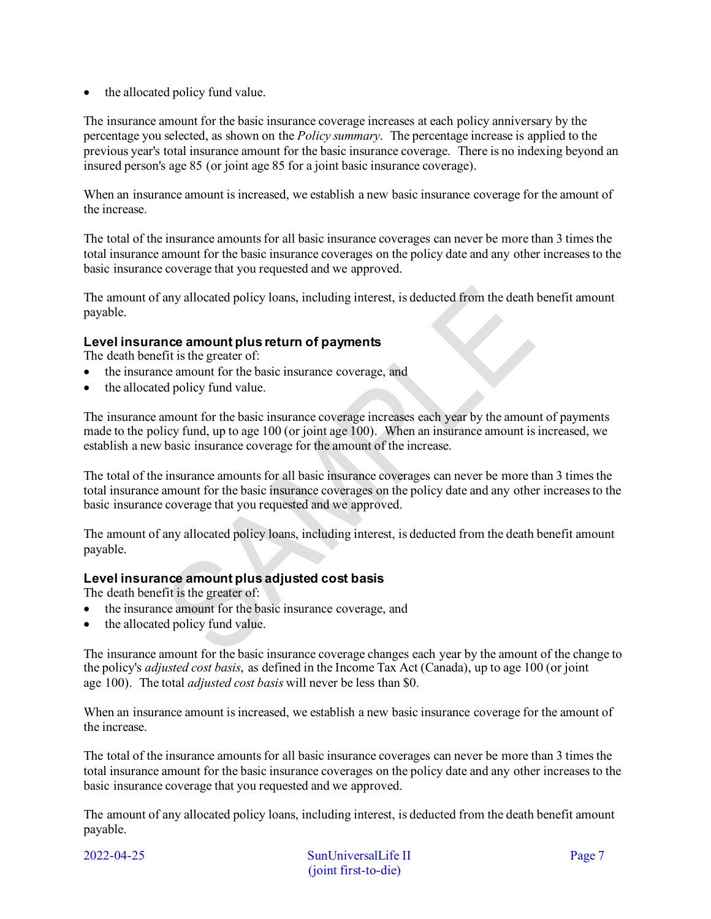- the allocated policy fund value.

The insurance amount for the basic insurance coverage increases at each policy anniversary by the percentage you selected, as shown on the *Policy summary*. The percentage increase is applied to the previous year's total insurance amount for the basic insurance coverage. There is no indexing beyond an insured person's age 85 (or joint age 85 for a joint basic insurance coverage).

When an insurance amount is increased, we establish a new basic insurance coverage for the amount of the increase.

The total of the insurance amounts for all basic insurance coverages can never be more than 3 times the total insurance amount for the basic insurance coverages on the policy date and any other increases to the basic insurance coverage that you requested and we approved.

The amount of any allocated policy loans, including interest, is deducted from the death benefit amount payable.

### Level insurance amount plus return of payments

The death benefit is the greater of:

- the insurance amount for the basic insurance coverage, and
- the allocated policy fund value.

The insurance amount for the basic insurance coverage increases each year by the amount of payments made to the policy fund, up to age 100 (or joint age 100). When an insurance amount is increased, we establish a new basic insurance coverage for the amount of the increase.

The total of the insurance amounts for all basic insurance coverages can never be more than 3 times the total insurance amount for the basic insurance coverages on the policy date and any other increases to the basic insurance coverage that you requested and we approved.

The amount of any allocated policy loans, including interest, is deducted from the death benefit amount payable.

### Level insurance amount plus adjusted cost basis

The death benefit is the greater of:

- the insurance amount for the basic insurance coverage, and
- the allocated policy fund value.

The insurance amount for the basic insurance coverage changes each year by the amount of the change to the policy's *adjusted cost basis*, as defined in the Income Tax Act (Canada), up to age 100 (or joint age 100). The total *adjusted cost basis* will never be less than $0.

When an insurance amount is increased, we establish a new basic insurance coverage for the amount of the increase.

The total of the insurance amounts for all basic insurance coverages can never be more than 3 times the total insurance amount for the basic insurance coverages on the policy date and any other increases to the basic insurance coverage that you requested and we approved.

The amount of any allocated policy loans, including interest, is deducted from the death benefit amount payable.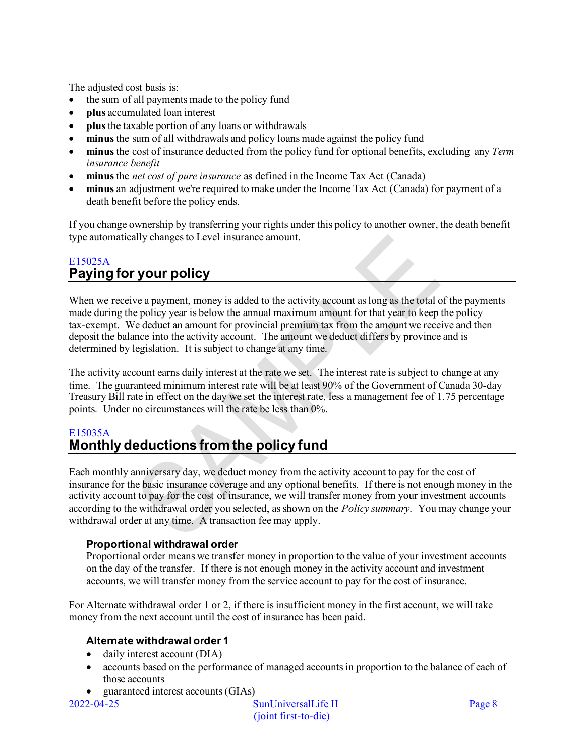The adjusted cost basis is:

- the sum of all payments made to the policy fund
- **plus** accumulated loan interest
- **plus** the taxable portion of any loans or withdrawals
- **minus** the sum of all withdrawals and policy loans made against the policy fund
- **minus** the cost of insurance deducted from the policy fund for optional benefits, excluding any *Term insurance benefit*
- **minus** the *net cost of pure insurance* as defined in the Income Tax Act (Canada)
- **minus** an adjustment we're required to make under the Income Tax Act (Canada) for payment of a death benefit before the policy ends.

If you change ownership by transferring your rights under this policy to another owner, the death benefit type automatically changes to Level insurance amount.

E15025A

## Paying for your policy

When we receive a payment, money is added to the activity account as long as the total of the payments made during the policy year is below the annual maximum amount for that year to keep the policy tax-exempt. We deduct an amount for provincial premium tax from the amount we receive and then deposit the balance into the activity account. The amount we deduct differs by province and is determined by legislation. It is subject to change at any time.

The activity account earns daily interest at the rate we set. The interest rate is subject to change at any time. The guaranteed minimum interest rate will be at least 90% of the Government of Canada 30-day Treasury Bill rate in effect on the day we set the interest rate, less a management fee of 1.75 percentage points. Under no circumstances will the rate be less than 0%.

E15035A

## Monthly deductions from the policy fund

Each monthly anniversary day, we deduct money from the activity account to pay for the cost of insurance for the basic insurance coverage and any optional benefits. If there is not enough money in the activity account to pay for the cost of insurance, we will transfer money from your investment accounts according to the withdrawal order you selected, as shown on the *Policy summary*. You may change your withdrawal order at any time. A transaction fee may apply.

### Proportional withdrawal order

Proportional order means we transfer money in proportion to the value of your investment accounts on the day of the transfer. If there is not enough money in the activity account and investment accounts, we will transfer money from the service account to pay for the cost of insurance.

For Alternate withdrawal order 1 or 2, if there is insufficient money in the first account, we will take money from the next account until the cost of insurance has been paid.

### Alternate withdrawal order 1

- daily interest account (DIA)
- accounts based on the performance of managed accounts in proportion to the balance of each of those accounts
- guaranteed interest accounts (GIAs)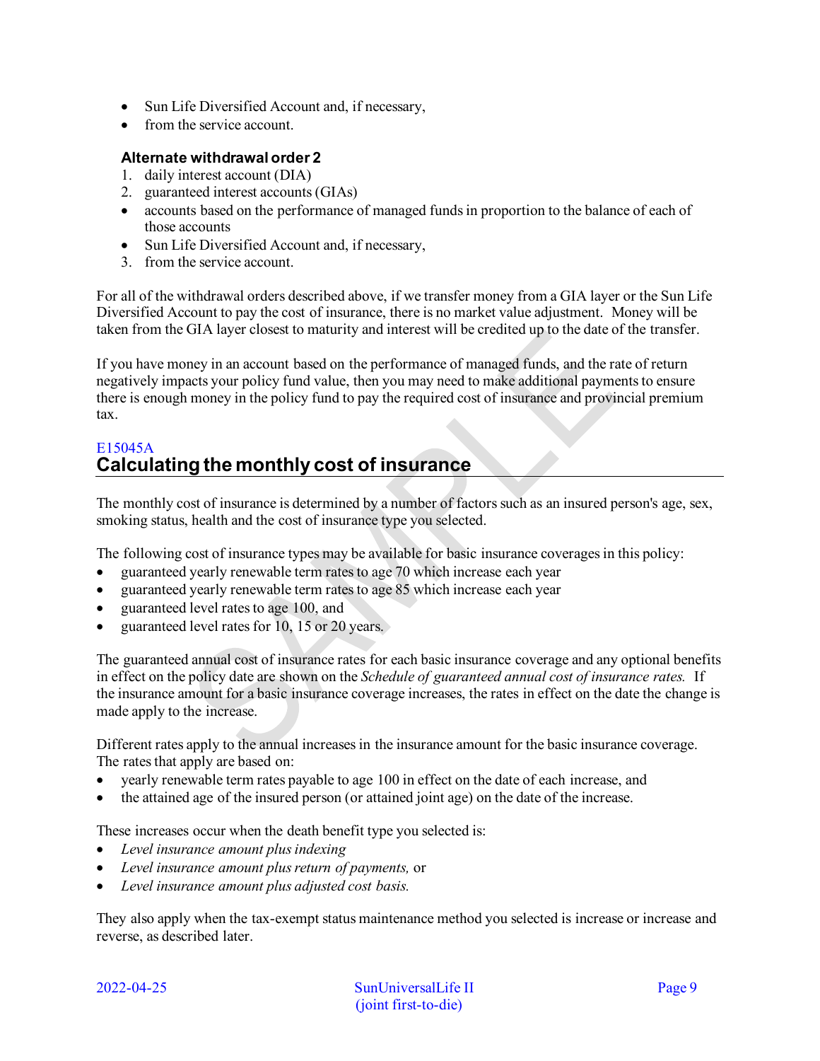- Sun Life Diversified Account and, if necessary,
- from the service account.

### Alternate withdrawal order 2

1. daily interest account (DIA)
2. guaranteed interest accounts (GIAs)
- accounts based on the performance of managed funds in proportion to the balance of each of those accounts
- Sun Life Diversified Account and, if necessary,
3. from the service account.

For all of the withdrawal orders described above, if we transfer money from a GIA layer or the Sun Life Diversified Account to pay the cost of insurance, there is no market value adjustment. Money will be taken from the GIA layer closest to maturity and interest will be credited up to the date of the transfer.

If you have money in an account based on the performance of managed funds, and the rate of return negatively impacts your policy fund value, then you may need to make additional payments to ensure there is enough money in the policy fund to pay the required cost of insurance and provincial premium tax.

E15045A

## Calculating the monthly cost of insurance

The monthly cost of insurance is determined by a number of factors such as an insured person's age, sex, smoking status, health and the cost of insurance type you selected.

The following cost of insurance types may be available for basic insurance coverages in this policy:

- guaranteed yearly renewable term rates to age 70 which increase each year
- guaranteed yearly renewable term rates to age 85 which increase each year
- guaranteed level rates to age 100, and
- guaranteed level rates for 10, 15 or 20 years.

The guaranteed annual cost of insurance rates for each basic insurance coverage and any optional benefits in effect on the policy date are shown on the *Schedule of guaranteed annual cost of insurance rates.* If the insurance amount for a basic insurance coverage increases, the rates in effect on the date the change is made apply to the increase.

Different rates apply to the annual increases in the insurance amount for the basic insurance coverage. The rates that apply are based on:

- yearly renewable term rates payable to age 100 in effect on the date of each increase, and
- the attained age of the insured person (or attained joint age) on the date of the increase.

These increases occur when the death benefit type you selected is:

- *Level insurance amount plus indexing*
- *Level insurance amount plus return of payments,* or
- *Level insurance amount plus adjusted cost basis.*

They also apply when the tax-exempt status maintenance method you selected is increase or increase and reverse, as described later.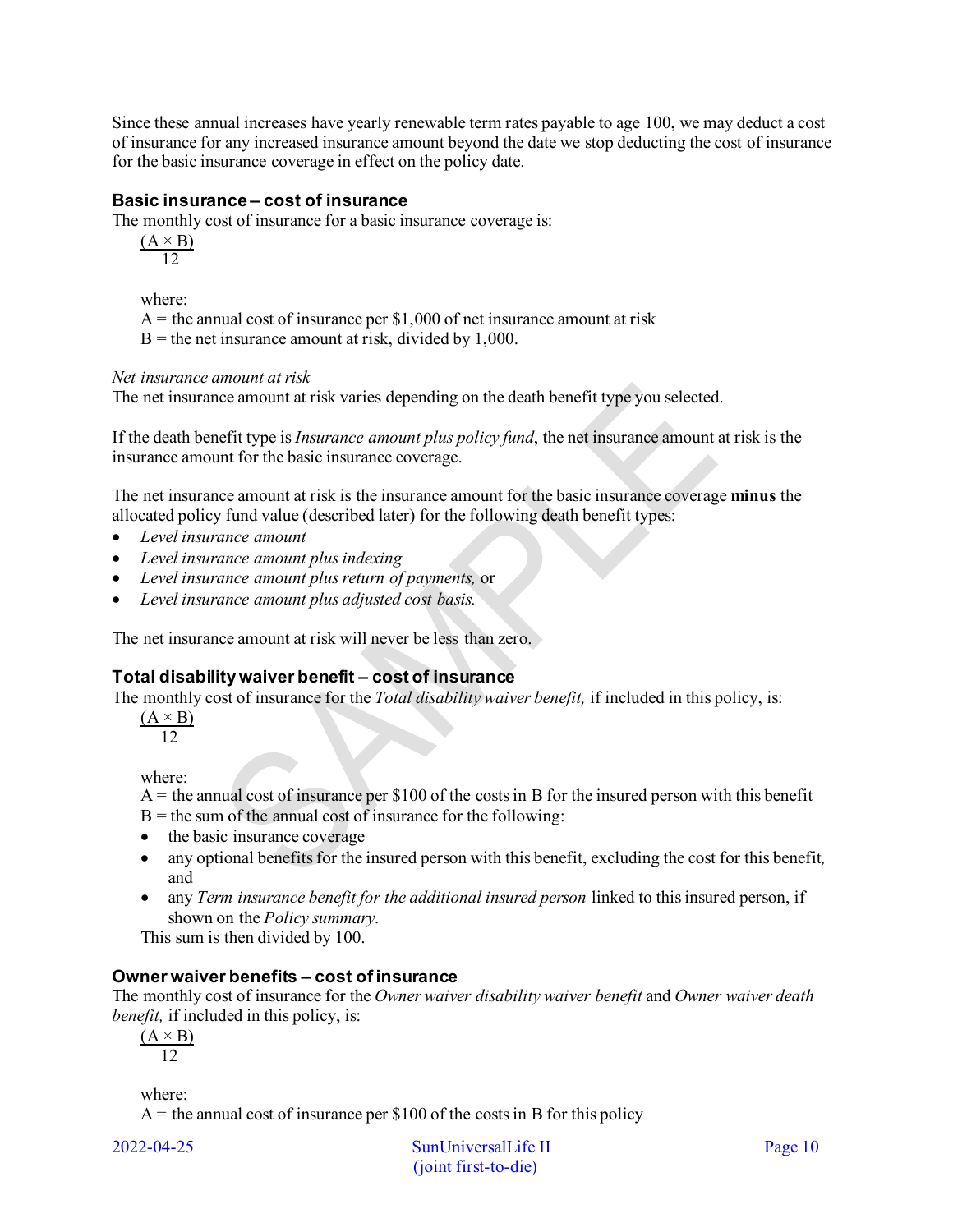Since these annual increases have yearly renewable term rates payable to age 100, we may deduct a cost of insurance for any increased insurance amount beyond the date we stop deducting the cost of insurance for the basic insurance coverage in effect on the policy date.

### Basic insurance – cost of insurance

The monthly cost of insurance for a basic insurance coverage is:

$$\frac{(A \times B)}{12}$$

where:
A = the annual cost of insurance per $1,000 of net insurance amount at risk
B = the net insurance amount at risk, divided by 1,000.

*Net insurance amount at risk*
The net insurance amount at risk varies depending on the death benefit type you selected.

If the death benefit type is *Insurance amount plus policy fund*, the net insurance amount at risk is the insurance amount for the basic insurance coverage.

The net insurance amount at risk is the insurance amount for the basic insurance coverage **minus** the allocated policy fund value (described later) for the following death benefit types:

- *Level insurance amount*
- *Level insurance amount plus indexing*
- *Level insurance amount plus return of payments,* or
- *Level insurance amount plus adjusted cost basis.*

The net insurance amount at risk will never be less than zero.

### Total disability waiver benefit – cost of insurance

The monthly cost of insurance for the *Total disability waiver benefit,* if included in this policy, is:

$$\frac{(A \times B)}{12}$$

where:
A = the annual cost of insurance per $100 of the costs in B for the insured person with this benefit
B = the sum of the annual cost of insurance for the following:

- the basic insurance coverage
- any optional benefits for the insured person with this benefit, excluding the cost for this benefit, and
- any *Term insurance benefit for the additional insured person* linked to this insured person, if shown on the *Policy summary*.

This sum is then divided by 100.

### Owner waiver benefits – cost of insurance

The monthly cost of insurance for the *Owner waiver disability waiver benefit* and *Owner waiver death benefit,* if included in this policy, is:

$$\frac{(A \times B)}{12}$$

where:
A = the annual cost of insurance per $100 of the costs in B for this policy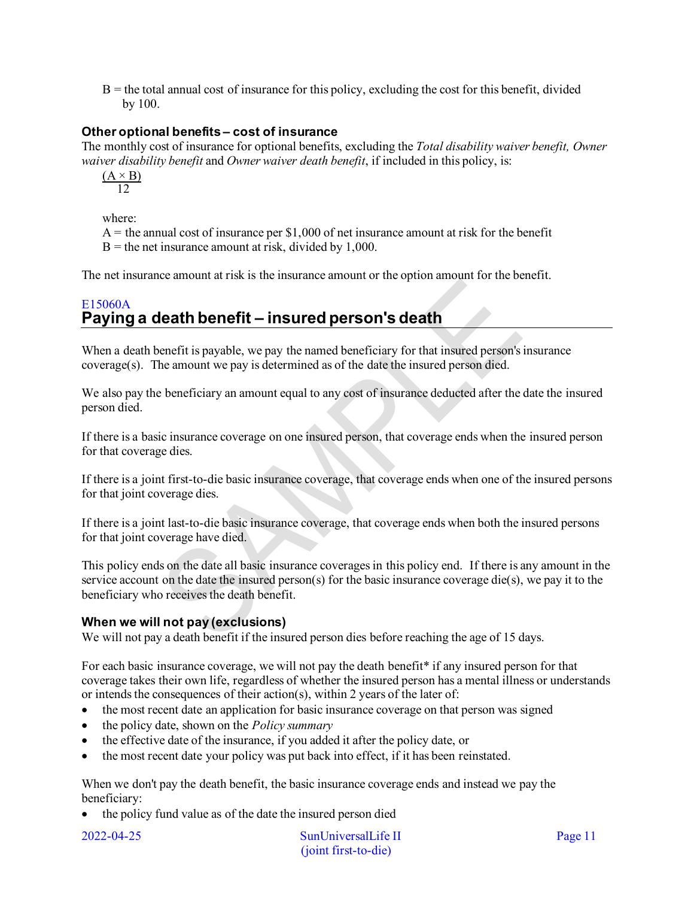B = the total annual cost of insurance for this policy, excluding the cost for this benefit, divided by 100.

### Other optional benefits – cost of insurance

The monthly cost of insurance for optional benefits, excluding the *Total disability waiver benefit, Owner waiver disability benefit* and *Owner waiver death benefit*, if included in this policy, is:

$$\frac{(A \times B)}{12}$$

where:
A = the annual cost of insurance per $1,000 of net insurance amount at risk for the benefit
B = the net insurance amount at risk, divided by 1,000.

The net insurance amount at risk is the insurance amount or the option amount for the benefit.

E15060A

## Paying a death benefit – insured person's death

When a death benefit is payable, we pay the named beneficiary for that insured person's insurance coverage(s). The amount we pay is determined as of the date the insured person died.

We also pay the beneficiary an amount equal to any cost of insurance deducted after the date the insured person died.

If there is a basic insurance coverage on one insured person, that coverage ends when the insured person for that coverage dies.

If there is a joint first-to-die basic insurance coverage, that coverage ends when one of the insured persons for that joint coverage dies.

If there is a joint last-to-die basic insurance coverage, that coverage ends when both the insured persons for that joint coverage have died.

This policy ends on the date all basic insurance coverages in this policy end. If there is any amount in the service account on the date the insured person(s) for the basic insurance coverage die(s), we pay it to the beneficiary who receives the death benefit.

### When we will not pay (exclusions)

We will not pay a death benefit if the insured person dies before reaching the age of 15 days.

For each basic insurance coverage, we will not pay the death benefit* if any insured person for that coverage takes their own life, regardless of whether the insured person has a mental illness or understands or intends the consequences of their action(s), within 2 years of the later of:

- the most recent date an application for basic insurance coverage on that person was signed
- the policy date, shown on the *Policy summary*
- the effective date of the insurance, if you added it after the policy date, or
- the most recent date your policy was put back into effect, if it has been reinstated.

When we don't pay the death benefit, the basic insurance coverage ends and instead we pay the beneficiary:

- the policy fund value as of the date the insured person died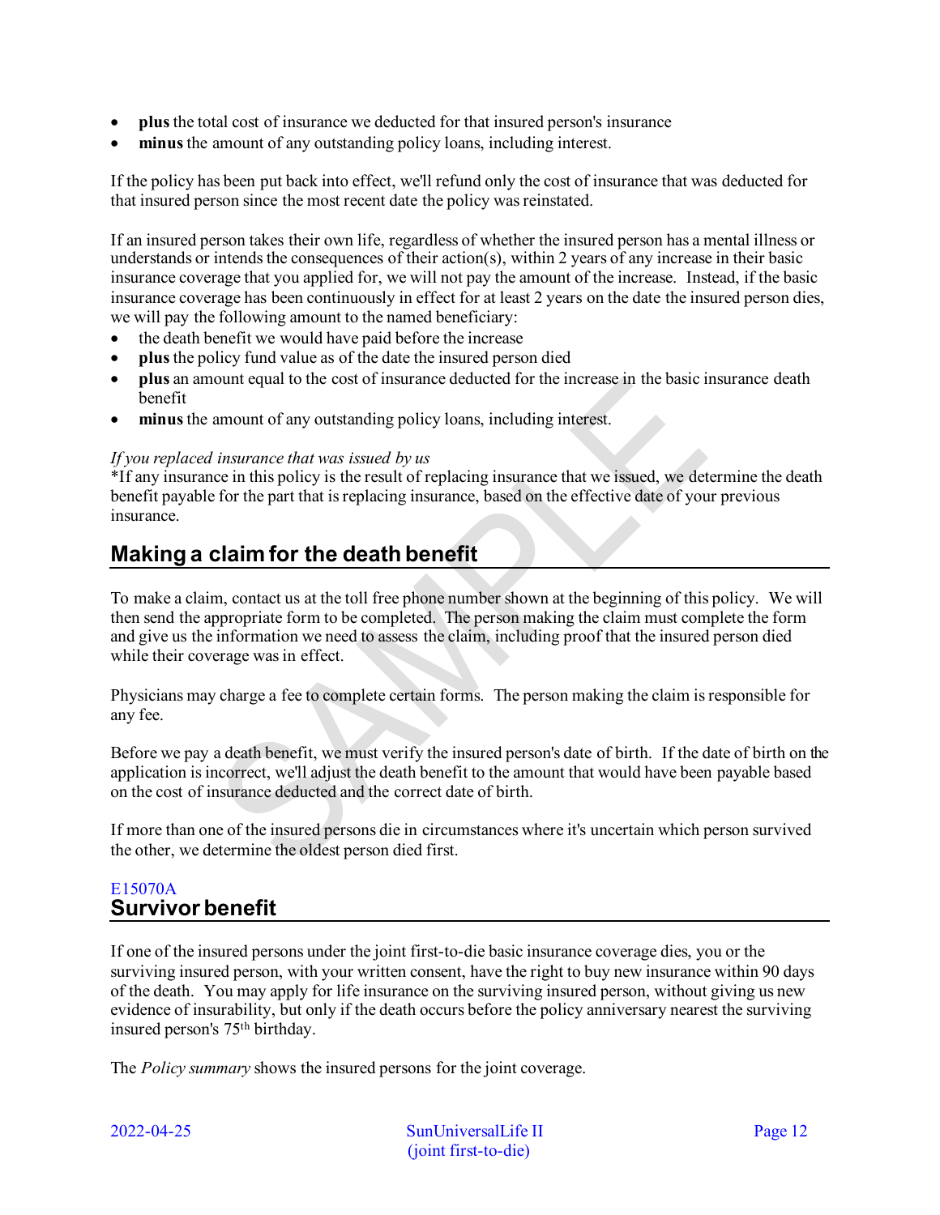- **plus** the total cost of insurance we deducted for that insured person's insurance
- **minus** the amount of any outstanding policy loans, including interest.

If the policy has been put back into effect, we'll refund only the cost of insurance that was deducted for that insured person since the most recent date the policy was reinstated.

If an insured person takes their own life, regardless of whether the insured person has a mental illness or understands or intends the consequences of their action(s), within 2 years of any increase in their basic insurance coverage that you applied for, we will not pay the amount of the increase. Instead, if the basic insurance coverage has been continuously in effect for at least 2 years on the date the insured person dies, we will pay the following amount to the named beneficiary:

- the death benefit we would have paid before the increase
- **plus** the policy fund value as of the date the insured person died
- **plus** an amount equal to the cost of insurance deducted for the increase in the basic insurance death benefit
- **minus** the amount of any outstanding policy loans, including interest.

*If you replaced insurance that was issued by us*

*If any insurance in this policy is the result of replacing insurance that we issued, we determine the death benefit payable for the part that is replacing insurance, based on the effective date of your previous insurance.

## Making a claim for the death benefit

To make a claim, contact us at the toll free phone number shown at the beginning of this policy. We will then send the appropriate form to be completed. The person making the claim must complete the form and give us the information we need to assess the claim, including proof that the insured person died while their coverage was in effect.

Physicians may charge a fee to complete certain forms. The person making the claim is responsible for any fee.

Before we pay a death benefit, we must verify the insured person's date of birth. If the date of birth on the application is incorrect, we'll adjust the death benefit to the amount that would have been payable based on the cost of insurance deducted and the correct date of birth.

If more than one of the insured persons die in circumstances where it's uncertain which person survived the other, we determine the oldest person died first.

E15070A

## Survivor benefit

If one of the insured persons under the joint first-to-die basic insurance coverage dies, you or the surviving insured person, with your written consent, have the right to buy new insurance within 90 days of the death. You may apply for life insurance on the surviving insured person, without giving us new evidence of insurability, but only if the death occurs before the policy anniversary nearest the surviving insured person's 75th birthday.

The *Policy summary* shows the insured persons for the joint coverage.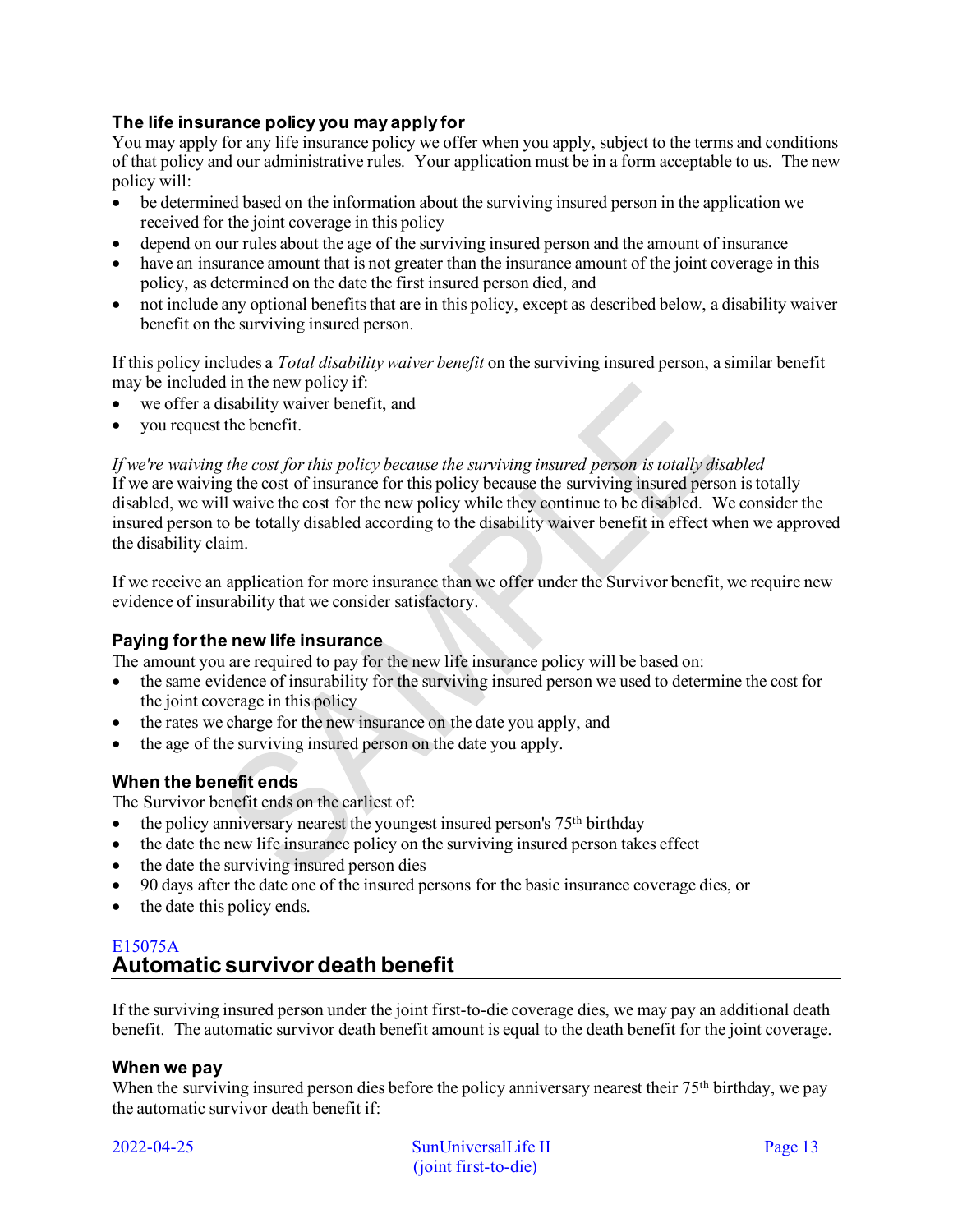### The life insurance policy you may apply for

You may apply for any life insurance policy we offer when you apply, subject to the terms and conditions of that policy and our administrative rules. Your application must be in a form acceptable to us. The new policy will:

- be determined based on the information about the surviving insured person in the application we received for the joint coverage in this policy
- depend on our rules about the age of the surviving insured person and the amount of insurance
- have an insurance amount that is not greater than the insurance amount of the joint coverage in this policy, as determined on the date the first insured person died, and
- not include any optional benefits that are in this policy, except as described below, a disability waiver benefit on the surviving insured person.

If this policy includes a *Total disability waiver benefit* on the surviving insured person, a similar benefit may be included in the new policy if:

- we offer a disability waiver benefit, and
- you request the benefit.

*If we're waiving the cost for this policy because the surviving insured person is totally disabled*
If we are waiving the cost of insurance for this policy because the surviving insured person is totally disabled, we will waive the cost for the new policy while they continue to be disabled. We consider the insured person to be totally disabled according to the disability waiver benefit in effect when we approved the disability claim.

If we receive an application for more insurance than we offer under the Survivor benefit, we require new evidence of insurability that we consider satisfactory.

### Paying for the new life insurance

The amount you are required to pay for the new life insurance policy will be based on:

- the same evidence of insurability for the surviving insured person we used to determine the cost for the joint coverage in this policy
- the rates we charge for the new insurance on the date you apply, and
- the age of the surviving insured person on the date you apply.

### When the benefit ends

The Survivor benefit ends on the earliest of:

- the policy anniversary nearest the youngest insured person's 75th birthday
- the date the new life insurance policy on the surviving insured person takes effect
- the date the surviving insured person dies
- 90 days after the date one of the insured persons for the basic insurance coverage dies, or
- the date this policy ends.

E15075A

## Automatic survivor death benefit

If the surviving insured person under the joint first-to-die coverage dies, we may pay an additional death benefit. The automatic survivor death benefit amount is equal to the death benefit for the joint coverage.

### When we pay

When the surviving insured person dies before the policy anniversary nearest their 75th birthday, we pay the automatic survivor death benefit if: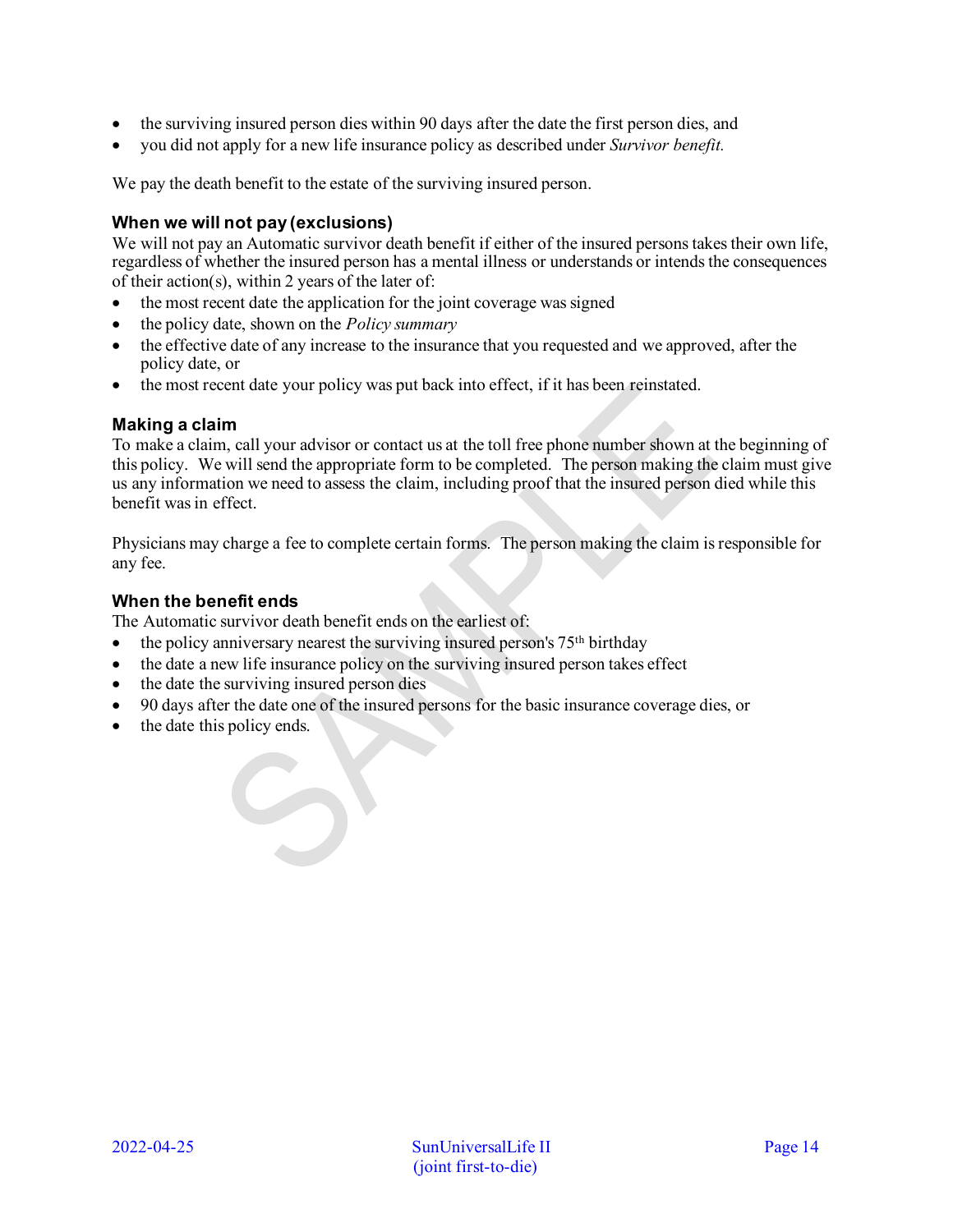- the surviving insured person dies within 90 days after the date the first person dies, and
- you did not apply for a new life insurance policy as described under *Survivor benefit.*

We pay the death benefit to the estate of the surviving insured person.

### When we will not pay (exclusions)

We will not pay an Automatic survivor death benefit if either of the insured persons takes their own life, regardless of whether the insured person has a mental illness or understands or intends the consequences of their action(s), within 2 years of the later of:

- the most recent date the application for the joint coverage was signed
- the policy date, shown on the *Policy summary*
- the effective date of any increase to the insurance that you requested and we approved, after the policy date, or
- the most recent date your policy was put back into effect, if it has been reinstated.

### Making a claim

To make a claim, call your advisor or contact us at the toll free phone number shown at the beginning of this policy. We will send the appropriate form to be completed. The person making the claim must give us any information we need to assess the claim, including proof that the insured person died while this benefit was in effect.

Physicians may charge a fee to complete certain forms. The person making the claim is responsible for any fee.

### When the benefit ends

The Automatic survivor death benefit ends on the earliest of:

- the policy anniversary nearest the surviving insured person's 75th birthday
- the date a new life insurance policy on the surviving insured person takes effect
- the date the surviving insured person dies
- 90 days after the date one of the insured persons for the basic insurance coverage dies, or
- the date this policy ends.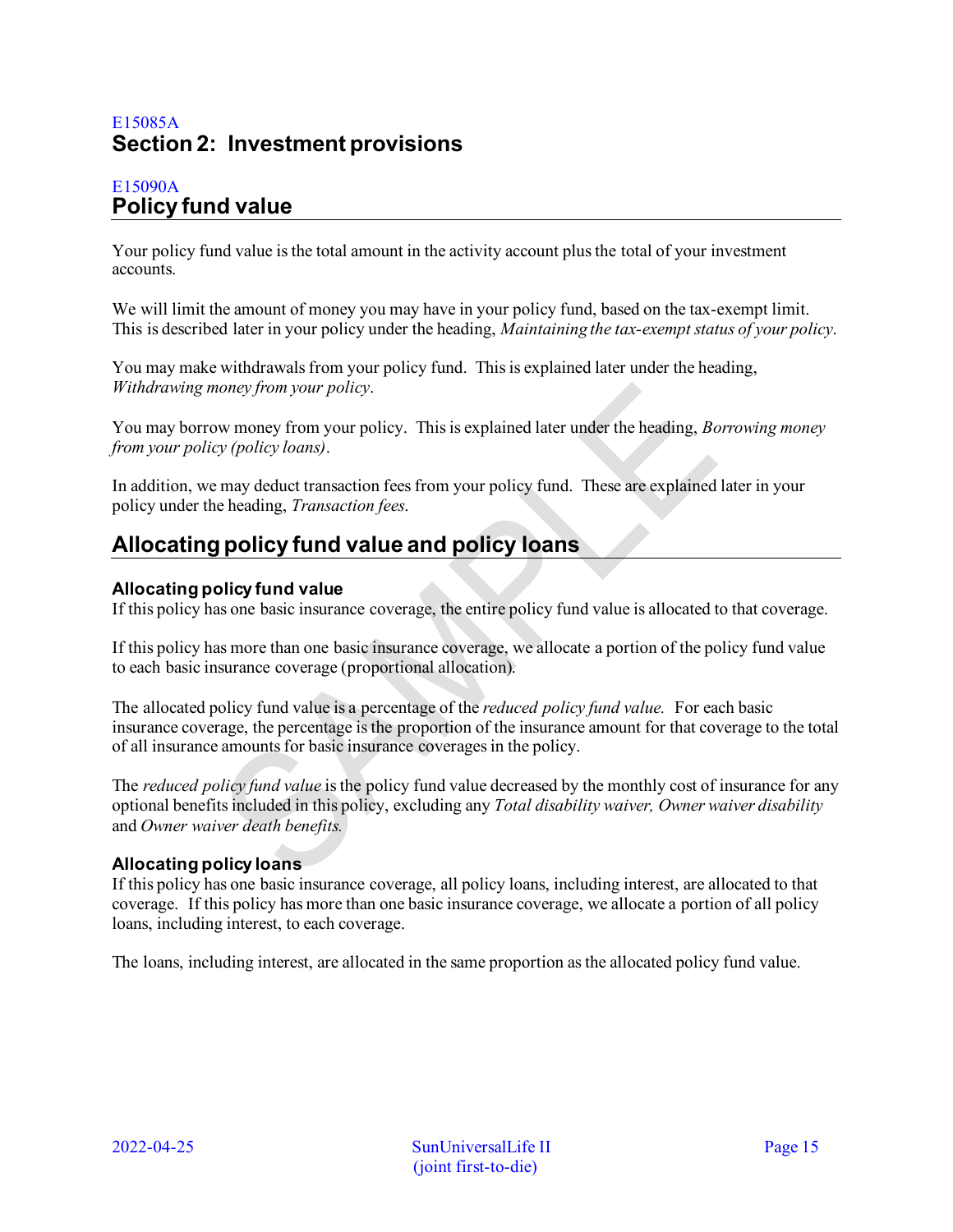E15085A

# Section 2: Investment provisions

E15090A

## Policy fund value

Your policy fund value is the total amount in the activity account plus the total of your investment accounts.

We will limit the amount of money you may have in your policy fund, based on the tax-exempt limit. This is described later in your policy under the heading, *Maintaining the tax-exempt status of your policy*.

You may make withdrawals from your policy fund. This is explained later under the heading, *Withdrawing money from your policy*.

You may borrow money from your policy. This is explained later under the heading, *Borrowing money from your policy (policy loans)*.

In addition, we may deduct transaction fees from your policy fund. These are explained later in your policy under the heading, *Transaction fees*.

## Allocating policy fund value and policy loans

### Allocating policy fund value

If this policy has one basic insurance coverage, the entire policy fund value is allocated to that coverage.

If this policy has more than one basic insurance coverage, we allocate a portion of the policy fund value to each basic insurance coverage (proportional allocation).

The allocated policy fund value is a percentage of the *reduced policy fund value.* For each basic insurance coverage, the percentage is the proportion of the insurance amount for that coverage to the total of all insurance amounts for basic insurance coverages in the policy.

The *reduced policy fund value* is the policy fund value decreased by the monthly cost of insurance for any optional benefits included in this policy, excluding any *Total disability waiver, Owner waiver disability* and *Owner waiver death benefits.*

### Allocating policy loans

If this policy has one basic insurance coverage, all policy loans, including interest, are allocated to that coverage. If this policy has more than one basic insurance coverage, we allocate a portion of all policy loans, including interest, to each coverage.

The loans, including interest, are allocated in the same proportion as the allocated policy fund value.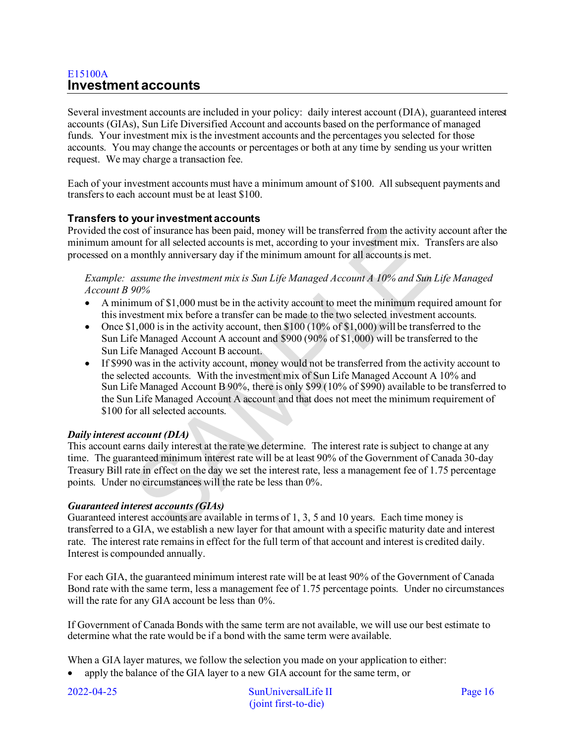E15100A

## Investment accounts

Several investment accounts are included in your policy: daily interest account (DIA), guaranteed interest accounts (GIAs), Sun Life Diversified Account and accounts based on the performance of managed funds. Your investment mix is the investment accounts and the percentages you selected for those accounts. You may change the accounts or percentages or both at any time by sending us your written request. We may charge a transaction fee.

Each of your investment accounts must have a minimum amount of $100. All subsequent payments and transfers to each account must be at least $100.

### Transfers to your investment accounts

Provided the cost of insurance has been paid, money will be transferred from the activity account after the minimum amount for all selected accounts is met, according to your investment mix. Transfers are also processed on a monthly anniversary day if the minimum amount for all accounts is met.

*Example: assume the investment mix is Sun Life Managed Account A 10% and Sun Life Managed Account B 90%*

- A minimum of $1,000 must be in the activity account to meet the minimum required amount for this investment mix before a transfer can be made to the two selected investment accounts.
- Once $1,000 is in the activity account, then $100 (10% of $1,000) will be transferred to the Sun Life Managed Account A account and $900 (90% of $1,000) will be transferred to the Sun Life Managed Account B account.
- If $990 was in the activity account, money would not be transferred from the activity account to the selected accounts. With the investment mix of Sun Life Managed Account A 10% and Sun Life Managed Account B 90%, there is only $99 (10% of $990) available to be transferred to the Sun Life Managed Account A account and that does not meet the minimum requirement of $100 for all selected accounts.

***Daily interest account (DIA)***

This account earns daily interest at the rate we determine. The interest rate is subject to change at any time. The guaranteed minimum interest rate will be at least 90% of the Government of Canada 30-day Treasury Bill rate in effect on the day we set the interest rate, less a management fee of 1.75 percentage points. Under no circumstances will the rate be less than 0%.

***Guaranteed interest accounts (GIAs)***

Guaranteed interest accounts are available in terms of 1, 3, 5 and 10 years. Each time money is transferred to a GIA, we establish a new layer for that amount with a specific maturity date and interest rate. The interest rate remains in effect for the full term of that account and interest is credited daily. Interest is compounded annually.

For each GIA, the guaranteed minimum interest rate will be at least 90% of the Government of Canada Bond rate with the same term, less a management fee of 1.75 percentage points. Under no circumstances will the rate for any GIA account be less than 0%.

If Government of Canada Bonds with the same term are not available, we will use our best estimate to determine what the rate would be if a bond with the same term were available.

When a GIA layer matures, we follow the selection you made on your application to either:

- apply the balance of the GIA layer to a new GIA account for the same term, or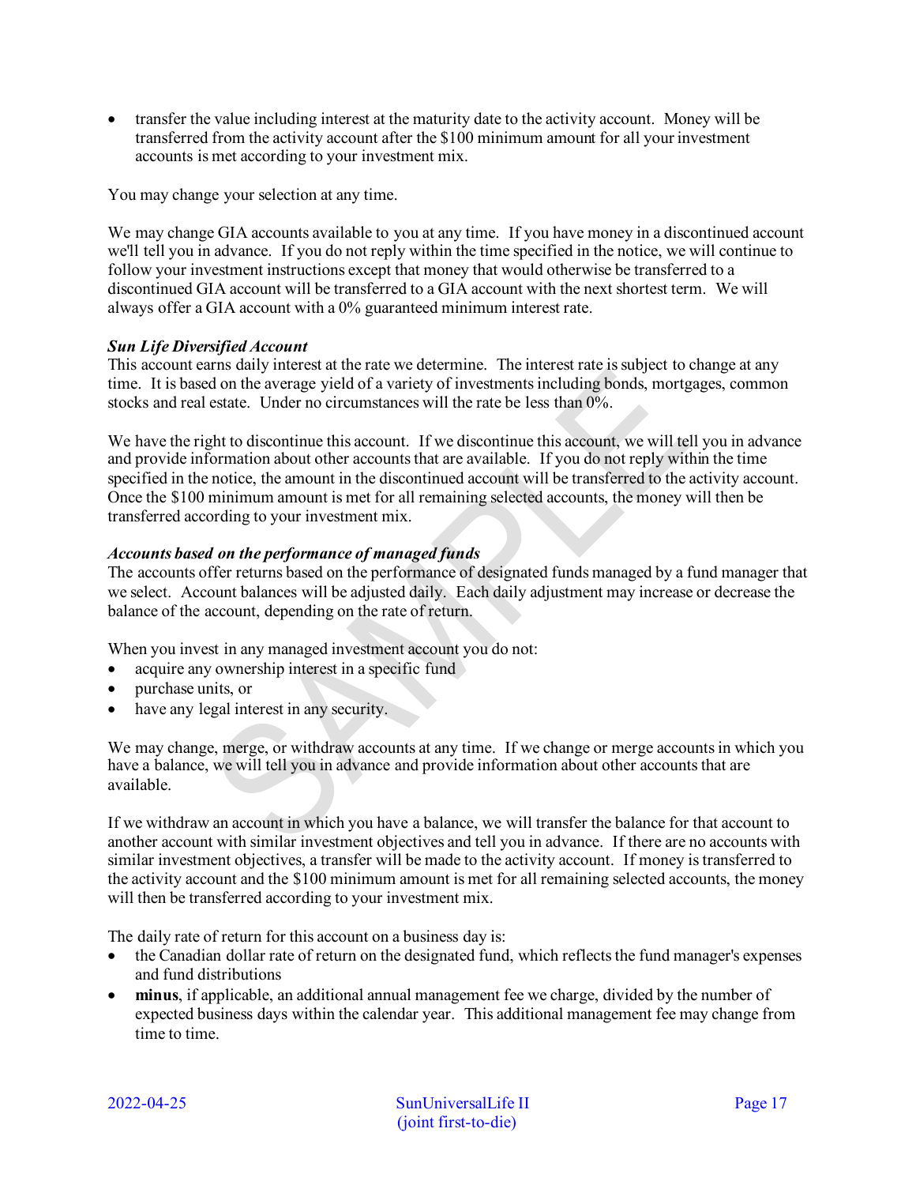- transfer the value including interest at the maturity date to the activity account. Money will be transferred from the activity account after the $100 minimum amount for all your investment accounts is met according to your investment mix.

You may change your selection at any time.

We may change GIA accounts available to you at any time. If you have money in a discontinued account we'll tell you in advance. If you do not reply within the time specified in the notice, we will continue to follow your investment instructions except that money that would otherwise be transferred to a discontinued GIA account will be transferred to a GIA account with the next shortest term. We will always offer a GIA account with a 0% guaranteed minimum interest rate.

***Sun Life Diversified Account***

This account earns daily interest at the rate we determine. The interest rate is subject to change at any time. It is based on the average yield of a variety of investments including bonds, mortgages, common stocks and real estate. Under no circumstances will the rate be less than 0%.

We have the right to discontinue this account. If we discontinue this account, we will tell you in advance and provide information about other accounts that are available. If you do not reply within the time specified in the notice, the amount in the discontinued account will be transferred to the activity account. Once the $100 minimum amount is met for all remaining selected accounts, the money will then be transferred according to your investment mix.

***Accounts based on the performance of managed funds***

The accounts offer returns based on the performance of designated funds managed by a fund manager that we select. Account balances will be adjusted daily. Each daily adjustment may increase or decrease the balance of the account, depending on the rate of return.

When you invest in any managed investment account you do not:

- acquire any ownership interest in a specific fund
- purchase units, or
- have any legal interest in any security.

We may change, merge, or withdraw accounts at any time. If we change or merge accounts in which you have a balance, we will tell you in advance and provide information about other accounts that are available.

If we withdraw an account in which you have a balance, we will transfer the balance for that account to another account with similar investment objectives and tell you in advance. If there are no accounts with similar investment objectives, a transfer will be made to the activity account. If money is transferred to the activity account and the $100 minimum amount is met for all remaining selected accounts, the money will then be transferred according to your investment mix.

The daily rate of return for this account on a business day is:

- the Canadian dollar rate of return on the designated fund, which reflects the fund manager's expenses and fund distributions
- **minus**, if applicable, an additional annual management fee we charge, divided by the number of expected business days within the calendar year. This additional management fee may change from time to time.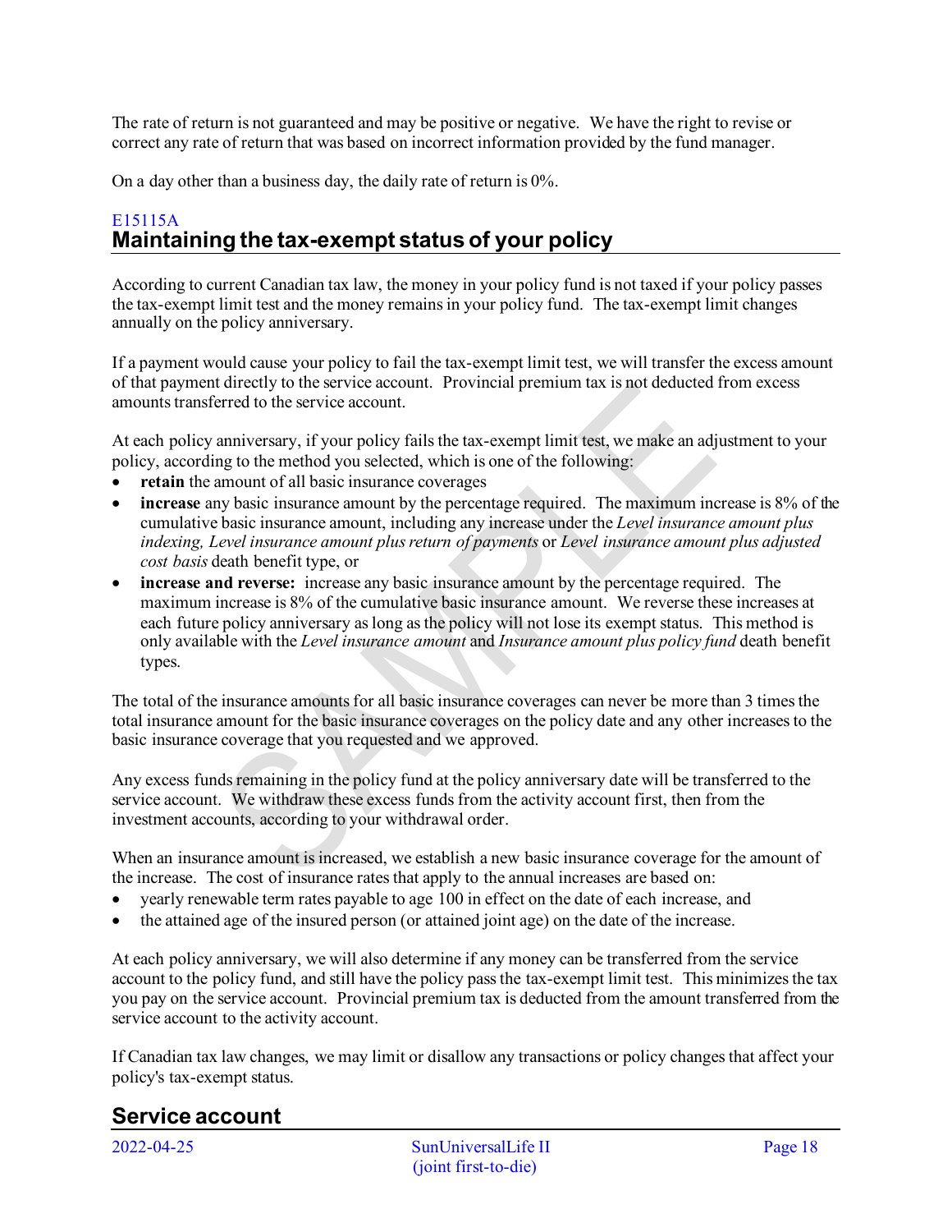The rate of return is not guaranteed and may be positive or negative. We have the right to revise or correct any rate of return that was based on incorrect information provided by the fund manager.

On a day other than a business day, the daily rate of return is 0%.

E15115A

## Maintaining the tax-exempt status of your policy

According to current Canadian tax law, the money in your policy fund is not taxed if your policy passes the tax-exempt limit test and the money remains in your policy fund. The tax-exempt limit changes annually on the policy anniversary.

If a payment would cause your policy to fail the tax-exempt limit test, we will transfer the excess amount of that payment directly to the service account. Provincial premium tax is not deducted from excess amounts transferred to the service account.

At each policy anniversary, if your policy fails the tax-exempt limit test, we make an adjustment to your policy, according to the method you selected, which is one of the following:

- **retain** the amount of all basic insurance coverages
- **increase** any basic insurance amount by the percentage required. The maximum increase is 8% of the cumulative basic insurance amount, including any increase under the *Level insurance amount plus indexing, Level insurance amount plus return of payments* or *Level insurance amount plus adjusted cost basis* death benefit type, or
- **increase and reverse:** increase any basic insurance amount by the percentage required. The maximum increase is 8% of the cumulative basic insurance amount. We reverse these increases at each future policy anniversary as long as the policy will not lose its exempt status. This method is only available with the *Level insurance amount* and *Insurance amount plus policy fund* death benefit types.

The total of the insurance amounts for all basic insurance coverages can never be more than 3 times the total insurance amount for the basic insurance coverages on the policy date and any other increases to the basic insurance coverage that you requested and we approved.

Any excess funds remaining in the policy fund at the policy anniversary date will be transferred to the service account. We withdraw these excess funds from the activity account first, then from the investment accounts, according to your withdrawal order.

When an insurance amount is increased, we establish a new basic insurance coverage for the amount of the increase. The cost of insurance rates that apply to the annual increases are based on:

- yearly renewable term rates payable to age 100 in effect on the date of each increase, and
- the attained age of the insured person (or attained joint age) on the date of the increase.

At each policy anniversary, we will also determine if any money can be transferred from the service account to the policy fund, and still have the policy pass the tax-exempt limit test. This minimizes the tax you pay on the service account. Provincial premium tax is deducted from the amount transferred from the service account to the activity account.

If Canadian tax law changes, we may limit or disallow any transactions or policy changes that affect your policy's tax-exempt status.

## Service account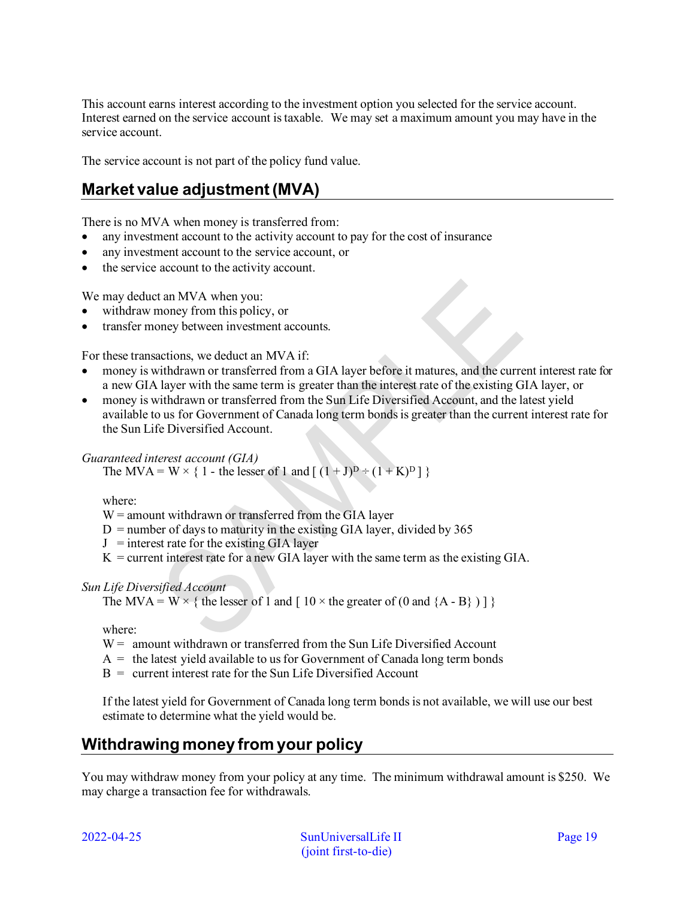This account earns interest according to the investment option you selected for the service account. Interest earned on the service account is taxable. We may set a maximum amount you may have in the service account.

The service account is not part of the policy fund value.

## Market value adjustment (MVA)

There is no MVA when money is transferred from:

- any investment account to the activity account to pay for the cost of insurance
- any investment account to the service account, or
- the service account to the activity account.

We may deduct an MVA when you:

- withdraw money from this policy, or
- transfer money between investment accounts.

For these transactions, we deduct an MVA if:

- money is withdrawn or transferred from a GIA layer before it matures, and the current interest rate for a new GIA layer with the same term is greater than the interest rate of the existing GIA layer, or
- money is withdrawn or transferred from the Sun Life Diversified Account, and the latest yield available to us for Government of Canada long term bonds is greater than the current interest rate for the Sun Life Diversified Account.

*Guaranteed interest account (GIA)*

The MVA = $W \times \{ 1 - \text{the lesser of } 1 \text{ and } [ (1 + J)^D \div (1 + K)^D ] \}$

where:

W = amount withdrawn or transferred from the GIA layer
D = number of days to maturity in the existing GIA layer, divided by 365
J = interest rate for the existing GIA layer
K = current interest rate for a new GIA layer with the same term as the existing GIA.

*Sun Life Diversified Account*

The MVA = $W \times \{ \text{the lesser of } 1 \text{ and } [ 10 \times \text{the greater of } (0 \text{ and } \{A - B\} ) ] \}$

where:

W = amount withdrawn or transferred from the Sun Life Diversified Account
A = the latest yield available to us for Government of Canada long term bonds
B = current interest rate for the Sun Life Diversified Account

If the latest yield for Government of Canada long term bonds is not available, we will use our best estimate to determine what the yield would be.

## Withdrawing money from your policy

You may withdraw money from your policy at any time. The minimum withdrawal amount is $250. We may charge a transaction fee for withdrawals.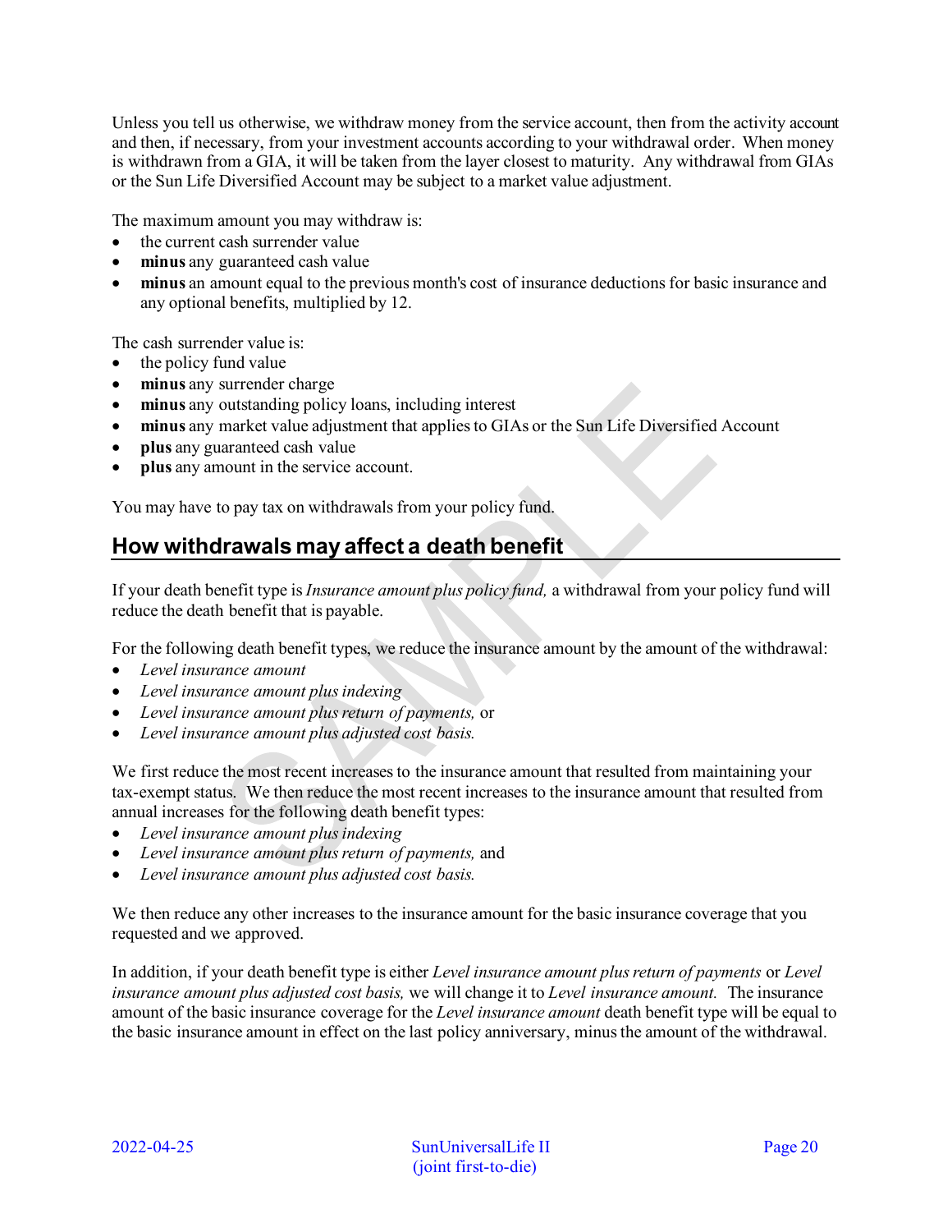Unless you tell us otherwise, we withdraw money from the service account, then from the activity account and then, if necessary, from your investment accounts according to your withdrawal order. When money is withdrawn from a GIA, it will be taken from the layer closest to maturity. Any withdrawal from GIAs or the Sun Life Diversified Account may be subject to a market value adjustment.

The maximum amount you may withdraw is:

- the current cash surrender value
- **minus** any guaranteed cash value
- **minus** an amount equal to the previous month's cost of insurance deductions for basic insurance and any optional benefits, multiplied by 12.

The cash surrender value is:

- the policy fund value
- **minus** any surrender charge
- **minus** any outstanding policy loans, including interest
- **minus** any market value adjustment that applies to GIAs or the Sun Life Diversified Account
- **plus** any guaranteed cash value
- **plus** any amount in the service account.

You may have to pay tax on withdrawals from your policy fund.

## How withdrawals may affect a death benefit

If your death benefit type is *Insurance amount plus policy fund,* a withdrawal from your policy fund will reduce the death benefit that is payable.

For the following death benefit types, we reduce the insurance amount by the amount of the withdrawal:

- *Level insurance amount*
- *Level insurance amount plus indexing*
- *Level insurance amount plus return of payments,* or
- *Level insurance amount plus adjusted cost basis.*

We first reduce the most recent increases to the insurance amount that resulted from maintaining your tax-exempt status. We then reduce the most recent increases to the insurance amount that resulted from annual increases for the following death benefit types:

- *Level insurance amount plus indexing*
- *Level insurance amount plus return of payments,* and
- *Level insurance amount plus adjusted cost basis.*

We then reduce any other increases to the insurance amount for the basic insurance coverage that you requested and we approved.

In addition, if your death benefit type is either *Level insurance amount plus return of payments* or *Level insurance amount plus adjusted cost basis,* we will change it to *Level insurance amount.* The insurance amount of the basic insurance coverage for the *Level insurance amount* death benefit type will be equal to the basic insurance amount in effect on the last policy anniversary, minus the amount of the withdrawal.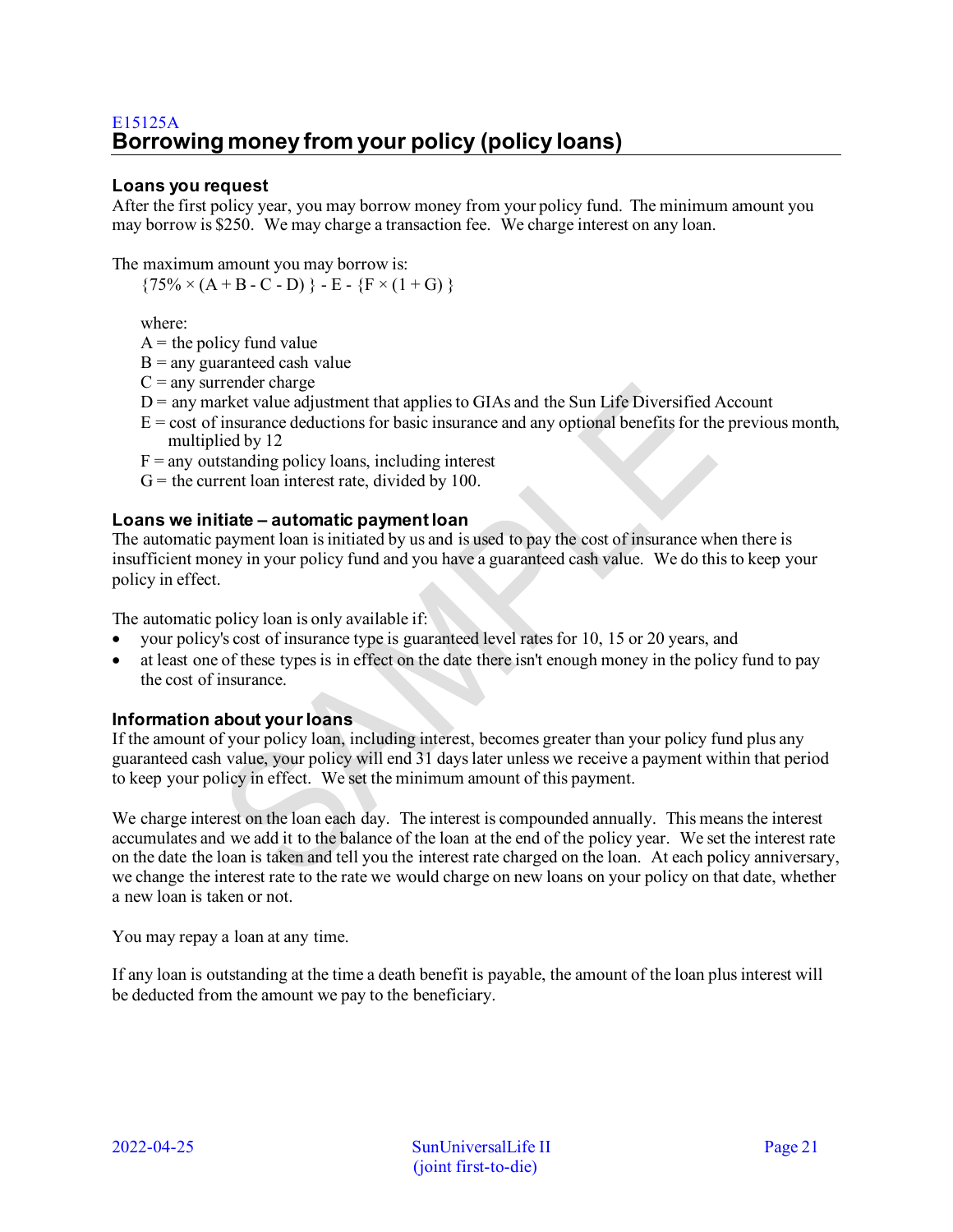E15125A

## Borrowing money from your policy (policy loans)

### Loans you request

After the first policy year, you may borrow money from your policy fund. The minimum amount you may borrow is $250. We may charge a transaction fee. We charge interest on any loan.

The maximum amount you may borrow is:

$$\{75\% \times (A + B - C - D)\} - E - \{F \times (1 + G)\}$$

where:

A = the policy fund value
B = any guaranteed cash value
C = any surrender charge
D = any market value adjustment that applies to GIAs and the Sun Life Diversified Account
E = cost of insurance deductions for basic insurance and any optional benefits for the previous month, multiplied by 12
F = any outstanding policy loans, including interest
G = the current loan interest rate, divided by 100.

### Loans we initiate – automatic payment loan

The automatic payment loan is initiated by us and is used to pay the cost of insurance when there is insufficient money in your policy fund and you have a guaranteed cash value. We do this to keep your policy in effect.

The automatic policy loan is only available if:

- your policy's cost of insurance type is guaranteed level rates for 10, 15 or 20 years, and
- at least one of these types is in effect on the date there isn't enough money in the policy fund to pay the cost of insurance.

### Information about your loans

If the amount of your policy loan, including interest, becomes greater than your policy fund plus any guaranteed cash value, your policy will end 31 days later unless we receive a payment within that period to keep your policy in effect. We set the minimum amount of this payment.

We charge interest on the loan each day. The interest is compounded annually. This means the interest accumulates and we add it to the balance of the loan at the end of the policy year. We set the interest rate on the date the loan is taken and tell you the interest rate charged on the loan. At each policy anniversary, we change the interest rate to the rate we would charge on new loans on your policy on that date, whether a new loan is taken or not.

You may repay a loan at any time.

If any loan is outstanding at the time a death benefit is payable, the amount of the loan plus interest will be deducted from the amount we pay to the beneficiary.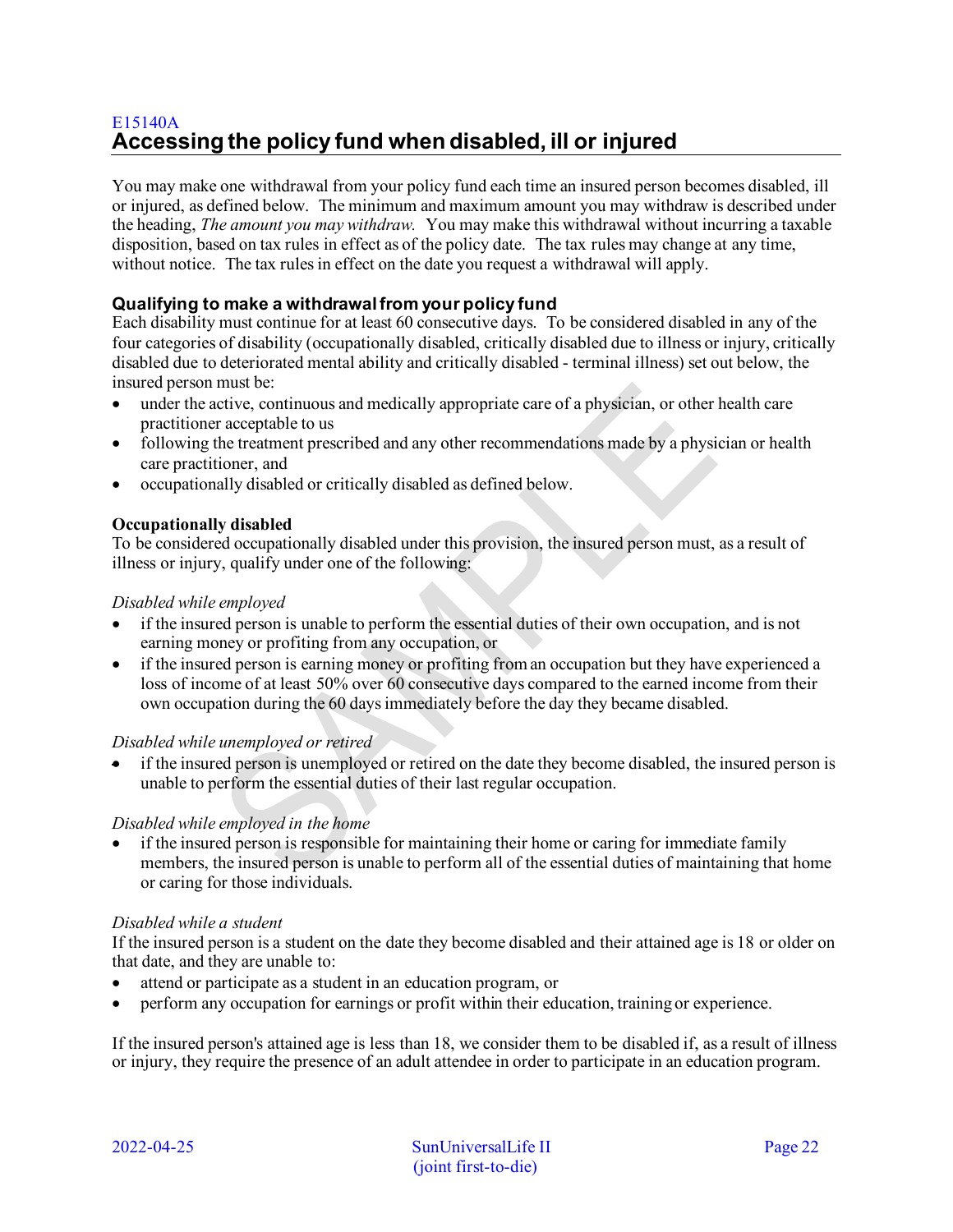E15140A

## Accessing the policy fund when disabled, ill or injured

You may make one withdrawal from your policy fund each time an insured person becomes disabled, ill or injured, as defined below. The minimum and maximum amount you may withdraw is described under the heading, *The amount you may withdraw.* You may make this withdrawal without incurring a taxable disposition, based on tax rules in effect as of the policy date. The tax rules may change at any time, without notice. The tax rules in effect on the date you request a withdrawal will apply.

### Qualifying to make a withdrawal from your policy fund

Each disability must continue for at least 60 consecutive days. To be considered disabled in any of the four categories of disability (occupationally disabled, critically disabled due to illness or injury, critically disabled due to deteriorated mental ability and critically disabled - terminal illness) set out below, the insured person must be:

- under the active, continuous and medically appropriate care of a physician, or other health care practitioner acceptable to us
- following the treatment prescribed and any other recommendations made by a physician or health care practitioner, and
- occupationally disabled or critically disabled as defined below.

**Occupationally disabled**

To be considered occupationally disabled under this provision, the insured person must, as a result of illness or injury, qualify under one of the following:

*Disabled while employed*

- if the insured person is unable to perform the essential duties of their own occupation, and is not earning money or profiting from any occupation, or
- if the insured person is earning money or profiting from an occupation but they have experienced a loss of income of at least 50% over 60 consecutive days compared to the earned income from their own occupation during the 60 days immediately before the day they became disabled.

*Disabled while unemployed or retired*

- if the insured person is unemployed or retired on the date they become disabled, the insured person is unable to perform the essential duties of their last regular occupation.

*Disabled while employed in the home*

- if the insured person is responsible for maintaining their home or caring for immediate family members, the insured person is unable to perform all of the essential duties of maintaining that home or caring for those individuals.

*Disabled while a student*

If the insured person is a student on the date they become disabled and their attained age is 18 or older on that date, and they are unable to:

- attend or participate as a student in an education program, or
- perform any occupation for earnings or profit within their education, training or experience.

If the insured person's attained age is less than 18, we consider them to be disabled if, as a result of illness or injury, they require the presence of an adult attendee in order to participate in an education program.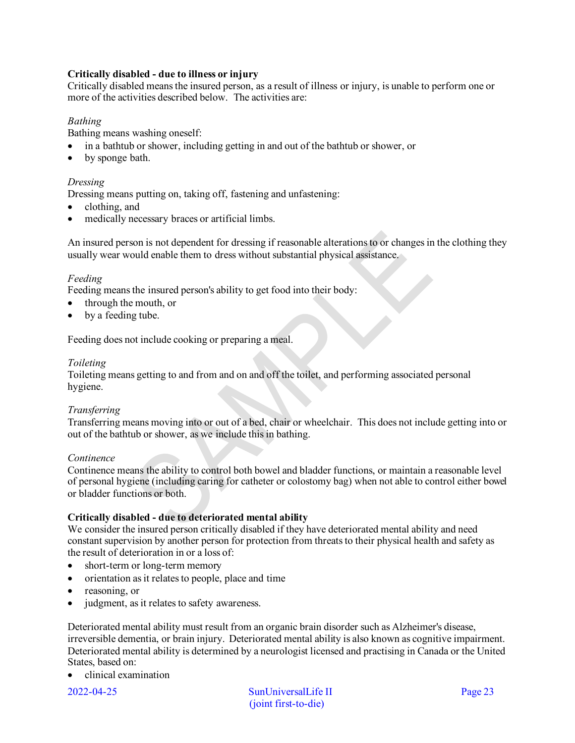**Critically disabled - due to illness or injury**
Critically disabled means the insured person, as a result of illness or injury, is unable to perform one or more of the activities described below. The activities are:

*Bathing*
Bathing means washing oneself:

- in a bathtub or shower, including getting in and out of the bathtub or shower, or
- by sponge bath.

*Dressing*
Dressing means putting on, taking off, fastening and unfastening:

- clothing, and
- medically necessary braces or artificial limbs.

An insured person is not dependent for dressing if reasonable alterations to or changes in the clothing they usually wear would enable them to dress without substantial physical assistance.

*Feeding*
Feeding means the insured person's ability to get food into their body:

- through the mouth, or
- by a feeding tube.

Feeding does not include cooking or preparing a meal.

*Toileting*
Toileting means getting to and from and on and off the toilet, and performing associated personal hygiene.

*Transferring*
Transferring means moving into or out of a bed, chair or wheelchair. This does not include getting into or out of the bathtub or shower, as we include this in bathing.

*Continence*
Continence means the ability to control both bowel and bladder functions, or maintain a reasonable level of personal hygiene (including caring for catheter or colostomy bag) when not able to control either bowel or bladder functions or both.

**Critically disabled - due to deteriorated mental ability**
We consider the insured person critically disabled if they have deteriorated mental ability and need constant supervision by another person for protection from threats to their physical health and safety as the result of deterioration in or a loss of:

- short-term or long-term memory
- orientation as it relates to people, place and time
- reasoning, or
- judgment, as it relates to safety awareness.

Deteriorated mental ability must result from an organic brain disorder such as Alzheimer's disease, irreversible dementia, or brain injury. Deteriorated mental ability is also known as cognitive impairment. Deteriorated mental ability is determined by a neurologist licensed and practising in Canada or the United States, based on:

- clinical examination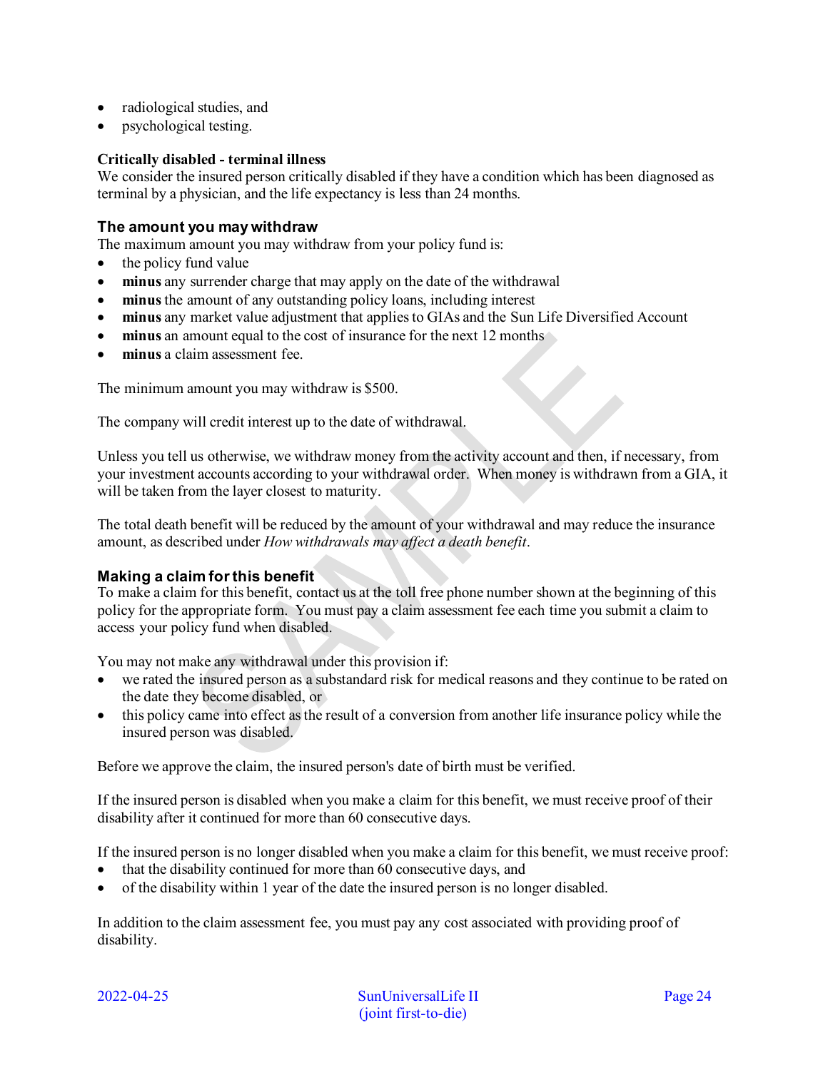- radiological studies, and
- psychological testing.

**Critically disabled - terminal illness**
We consider the insured person critically disabled if they have a condition which has been diagnosed as terminal by a physician, and the life expectancy is less than 24 months.

### The amount you may withdraw

The maximum amount you may withdraw from your policy fund is:

- the policy fund value
- **minus** any surrender charge that may apply on the date of the withdrawal
- **minus** the amount of any outstanding policy loans, including interest
- **minus** any market value adjustment that applies to GIAs and the Sun Life Diversified Account
- **minus** an amount equal to the cost of insurance for the next 12 months
- **minus** a claim assessment fee.

The minimum amount you may withdraw is $500.

The company will credit interest up to the date of withdrawal.

Unless you tell us otherwise, we withdraw money from the activity account and then, if necessary, from your investment accounts according to your withdrawal order. When money is withdrawn from a GIA, it will be taken from the layer closest to maturity.

The total death benefit will be reduced by the amount of your withdrawal and may reduce the insurance amount, as described under *How withdrawals may affect a death benefit*.

### Making a claim for this benefit

To make a claim for this benefit, contact us at the toll free phone number shown at the beginning of this policy for the appropriate form. You must pay a claim assessment fee each time you submit a claim to access your policy fund when disabled.

You may not make any withdrawal under this provision if:

- we rated the insured person as a substandard risk for medical reasons and they continue to be rated on the date they become disabled, or
- this policy came into effect as the result of a conversion from another life insurance policy while the insured person was disabled.

Before we approve the claim, the insured person's date of birth must be verified.

If the insured person is disabled when you make a claim for this benefit, we must receive proof of their disability after it continued for more than 60 consecutive days.

If the insured person is no longer disabled when you make a claim for this benefit, we must receive proof:

- that the disability continued for more than 60 consecutive days, and
- of the disability within 1 year of the date the insured person is no longer disabled.

In addition to the claim assessment fee, you must pay any cost associated with providing proof of disability.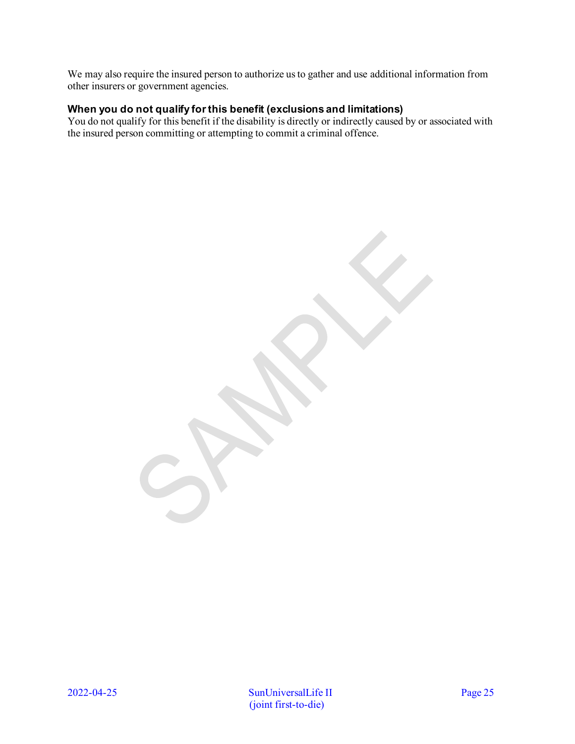We may also require the insured person to authorize us to gather and use additional information from other insurers or government agencies.

### When you do not qualify for this benefit (exclusions and limitations)

You do not qualify for this benefit if the disability is directly or indirectly caused by or associated with the insured person committing or attempting to commit a criminal offence.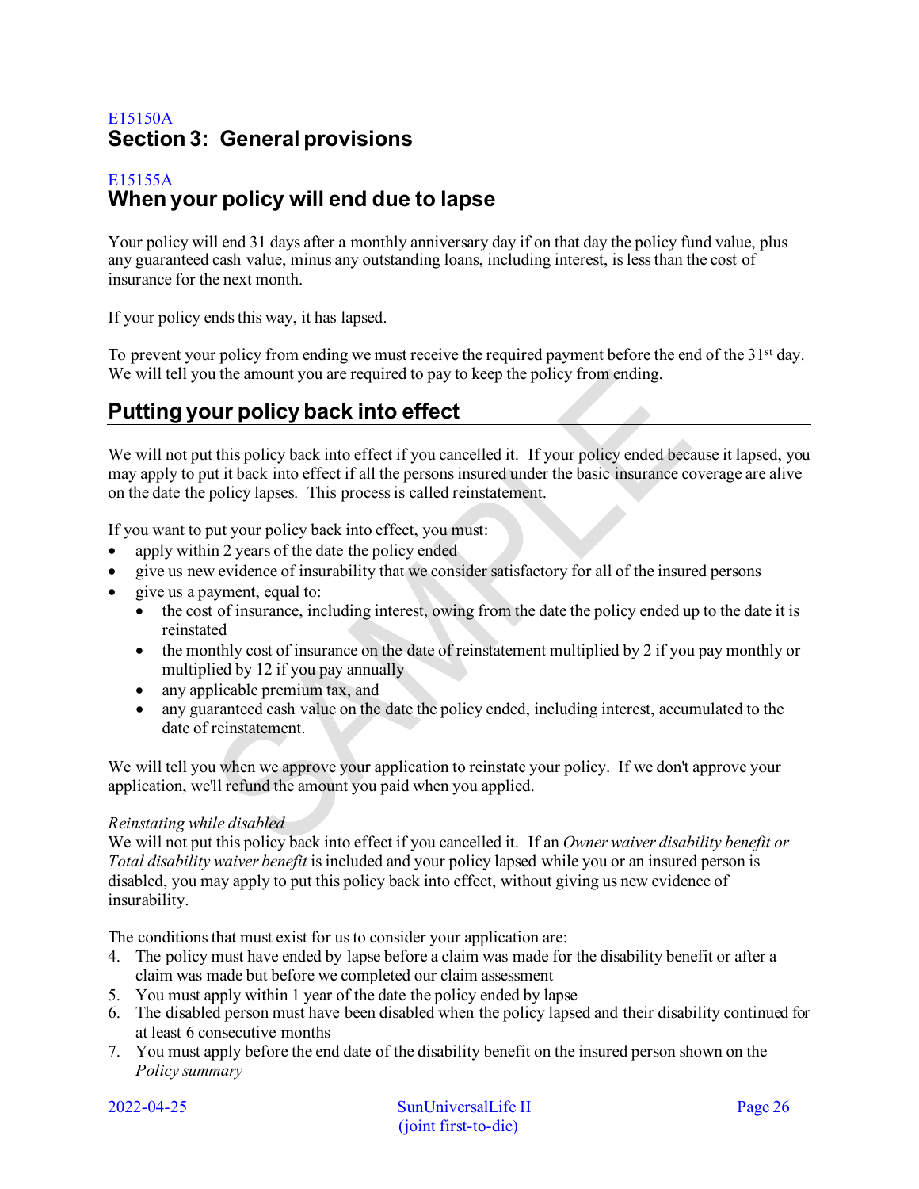E15150A

# Section 3: General provisions

E15155A

## When your policy will end due to lapse

Your policy will end 31 days after a monthly anniversary day if on that day the policy fund value, plus any guaranteed cash value, minus any outstanding loans, including interest, is less than the cost of insurance for the next month.

If your policy ends this way, it has lapsed.

To prevent your policy from ending we must receive the required payment before the end of the 31st day. We will tell you the amount you are required to pay to keep the policy from ending.

## Putting your policy back into effect

We will not put this policy back into effect if you cancelled it. If your policy ended because it lapsed, you may apply to put it back into effect if all the persons insured under the basic insurance coverage are alive on the date the policy lapses. This process is called reinstatement.

If you want to put your policy back into effect, you must:

- apply within 2 years of the date the policy ended
- give us new evidence of insurability that we consider satisfactory for all of the insured persons
- give us a payment, equal to:
  - the cost of insurance, including interest, owing from the date the policy ended up to the date it is reinstated
  - the monthly cost of insurance on the date of reinstatement multiplied by 2 if you pay monthly or multiplied by 12 if you pay annually
  - any applicable premium tax, and
  - any guaranteed cash value on the date the policy ended, including interest, accumulated to the date of reinstatement.

We will tell you when we approve your application to reinstate your policy. If we don't approve your application, we'll refund the amount you paid when you applied.

*Reinstating while disabled*

We will not put this policy back into effect if you cancelled it. If an *Owner waiver disability benefit or Total disability waiver benefit* is included and your policy lapsed while you or an insured person is disabled, you may apply to put this policy back into effect, without giving us new evidence of insurability.

The conditions that must exist for us to consider your application are:

4. The policy must have ended by lapse before a claim was made for the disability benefit or after a claim was made but before we completed our claim assessment
5. You must apply within 1 year of the date the policy ended by lapse
6. The disabled person must have been disabled when the policy lapsed and their disability continued for at least 6 consecutive months
7. You must apply before the end date of the disability benefit on the insured person shown on the *Policy summary*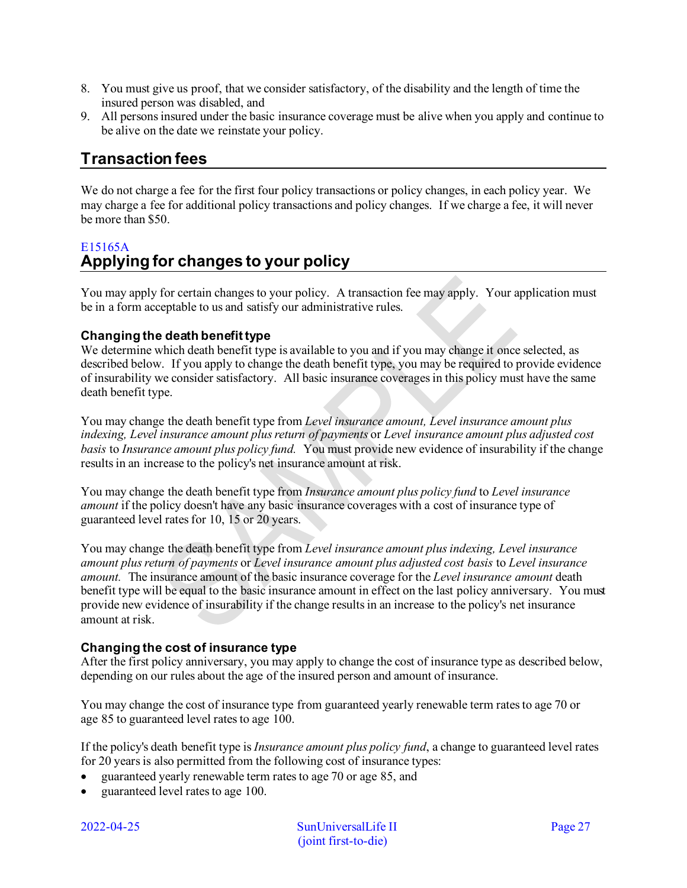8. You must give us proof, that we consider satisfactory, of the disability and the length of time the insured person was disabled, and
9. All persons insured under the basic insurance coverage must be alive when you apply and continue to be alive on the date we reinstate your policy.

## Transaction fees

We do not charge a fee for the first four policy transactions or policy changes, in each policy year. We may charge a fee for additional policy transactions and policy changes. If we charge a fee, it will never be more than $50.

E15165A

## Applying for changes to your policy

You may apply for certain changes to your policy. A transaction fee may apply. Your application must be in a form acceptable to us and satisfy our administrative rules.

### Changing the death benefit type

We determine which death benefit type is available to you and if you may change it once selected, as described below. If you apply to change the death benefit type, you may be required to provide evidence of insurability we consider satisfactory. All basic insurance coverages in this policy must have the same death benefit type.

You may change the death benefit type from *Level insurance amount, Level insurance amount plus indexing, Level insurance amount plus return of payments* or *Level insurance amount plus adjusted cost basis* to *Insurance amount plus policy fund.* You must provide new evidence of insurability if the change results in an increase to the policy's net insurance amount at risk.

You may change the death benefit type from *Insurance amount plus policy fund* to *Level insurance amount* if the policy doesn't have any basic insurance coverages with a cost of insurance type of guaranteed level rates for 10, 15 or 20 years.

You may change the death benefit type from *Level insurance amount plus indexing, Level insurance amount plus return of payments* or *Level insurance amount plus adjusted cost basis* to *Level insurance amount.* The insurance amount of the basic insurance coverage for the *Level insurance amount* death benefit type will be equal to the basic insurance amount in effect on the last policy anniversary. You must provide new evidence of insurability if the change results in an increase to the policy's net insurance amount at risk.

### Changing the cost of insurance type

After the first policy anniversary, you may apply to change the cost of insurance type as described below, depending on our rules about the age of the insured person and amount of insurance.

You may change the cost of insurance type from guaranteed yearly renewable term rates to age 70 or age 85 to guaranteed level rates to age 100.

If the policy's death benefit type is *Insurance amount plus policy fund*, a change to guaranteed level rates for 20 years is also permitted from the following cost of insurance types:

- guaranteed yearly renewable term rates to age 70 or age 85, and
- guaranteed level rates to age 100.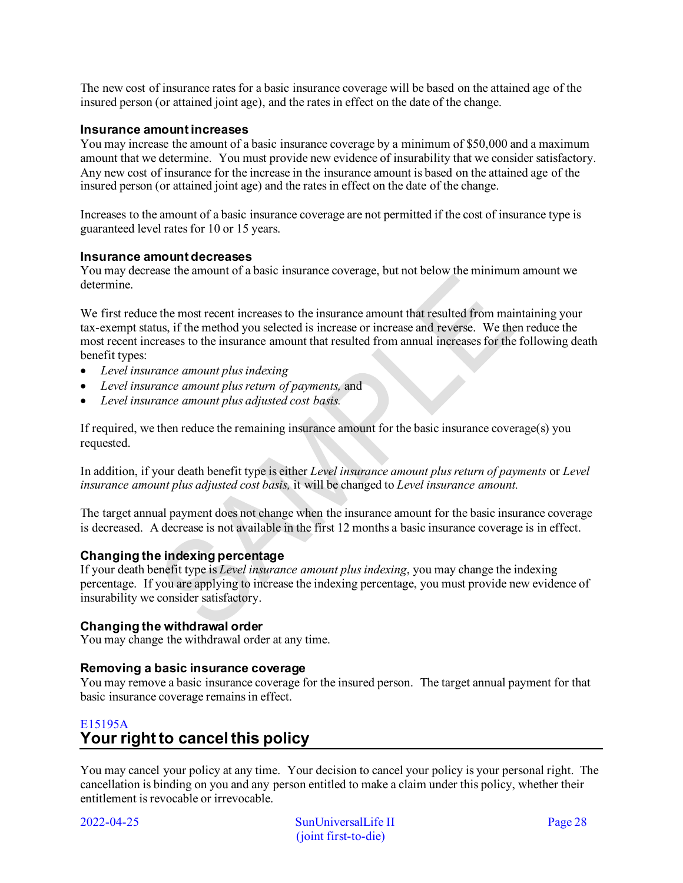The new cost of insurance rates for a basic insurance coverage will be based on the attained age of the insured person (or attained joint age), and the rates in effect on the date of the change.

### Insurance amount increases

You may increase the amount of a basic insurance coverage by a minimum of $50,000 and a maximum amount that we determine. You must provide new evidence of insurability that we consider satisfactory. Any new cost of insurance for the increase in the insurance amount is based on the attained age of the insured person (or attained joint age) and the rates in effect on the date of the change.

Increases to the amount of a basic insurance coverage are not permitted if the cost of insurance type is guaranteed level rates for 10 or 15 years.

### Insurance amount decreases

You may decrease the amount of a basic insurance coverage, but not below the minimum amount we determine.

We first reduce the most recent increases to the insurance amount that resulted from maintaining your tax-exempt status, if the method you selected is increase or increase and reverse. We then reduce the most recent increases to the insurance amount that resulted from annual increases for the following death benefit types:

- *Level insurance amount plus indexing*
- *Level insurance amount plus return of payments,* and
- *Level insurance amount plus adjusted cost basis.*

If required, we then reduce the remaining insurance amount for the basic insurance coverage(s) you requested.

In addition, if your death benefit type is either *Level insurance amount plus return of payments* or *Level insurance amount plus adjusted cost basis,* it will be changed to *Level insurance amount.*

The target annual payment does not change when the insurance amount for the basic insurance coverage is decreased. A decrease is not available in the first 12 months a basic insurance coverage is in effect.

### Changing the indexing percentage

If your death benefit type is *Level insurance amount plus indexing*, you may change the indexing percentage. If you are applying to increase the indexing percentage, you must provide new evidence of insurability we consider satisfactory.

### Changing the withdrawal order

You may change the withdrawal order at any time.

### Removing a basic insurance coverage

You may remove a basic insurance coverage for the insured person. The target annual payment for that basic insurance coverage remains in effect.

E15195A

## Your right to cancel this policy

You may cancel your policy at any time. Your decision to cancel your policy is your personal right. The cancellation is binding on you and any person entitled to make a claim under this policy, whether their entitlement is revocable or irrevocable.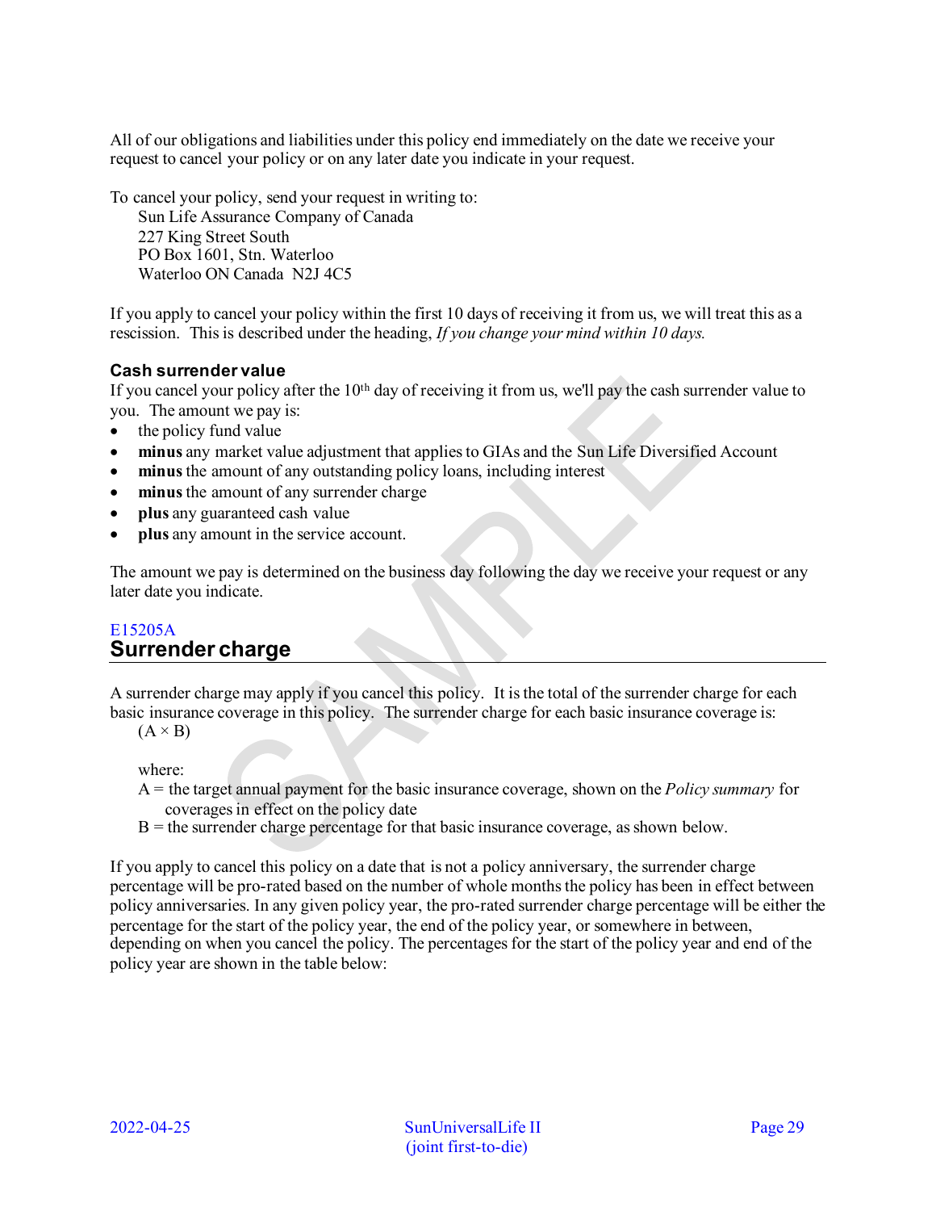All of our obligations and liabilities under this policy end immediately on the date we receive your request to cancel your policy or on any later date you indicate in your request.

To cancel your policy, send your request in writing to:

Sun Life Assurance Company of Canada
227 King Street South
PO Box 1601, Stn. Waterloo
Waterloo ON Canada N2J 4C5

If you apply to cancel your policy within the first 10 days of receiving it from us, we will treat this as a rescission. This is described under the heading, *If you change your mind within 10 days.*

### Cash surrender value

If you cancel your policy after the 10th day of receiving it from us, we'll pay the cash surrender value to you. The amount we pay is:

- the policy fund value
- **minus** any market value adjustment that applies to GIAs and the Sun Life Diversified Account
- **minus** the amount of any outstanding policy loans, including interest
- **minus** the amount of any surrender charge
- **plus** any guaranteed cash value
- **plus** any amount in the service account.

The amount we pay is determined on the business day following the day we receive your request or any later date you indicate.

E15205A

## Surrender charge

A surrender charge may apply if you cancel this policy. It is the total of the surrender charge for each basic insurance coverage in this policy. The surrender charge for each basic insurance coverage is:

$(A \times B)$

where:

A = the target annual payment for the basic insurance coverage, shown on the *Policy summary* for coverages in effect on the policy date

B = the surrender charge percentage for that basic insurance coverage, as shown below.

If you apply to cancel this policy on a date that is not a policy anniversary, the surrender charge percentage will be pro-rated based on the number of whole months the policy has been in effect between policy anniversaries. In any given policy year, the pro-rated surrender charge percentage will be either the percentage for the start of the policy year, the end of the policy year, or somewhere in between, depending on when you cancel the policy. The percentages for the start of the policy year and end of the policy year are shown in the table below: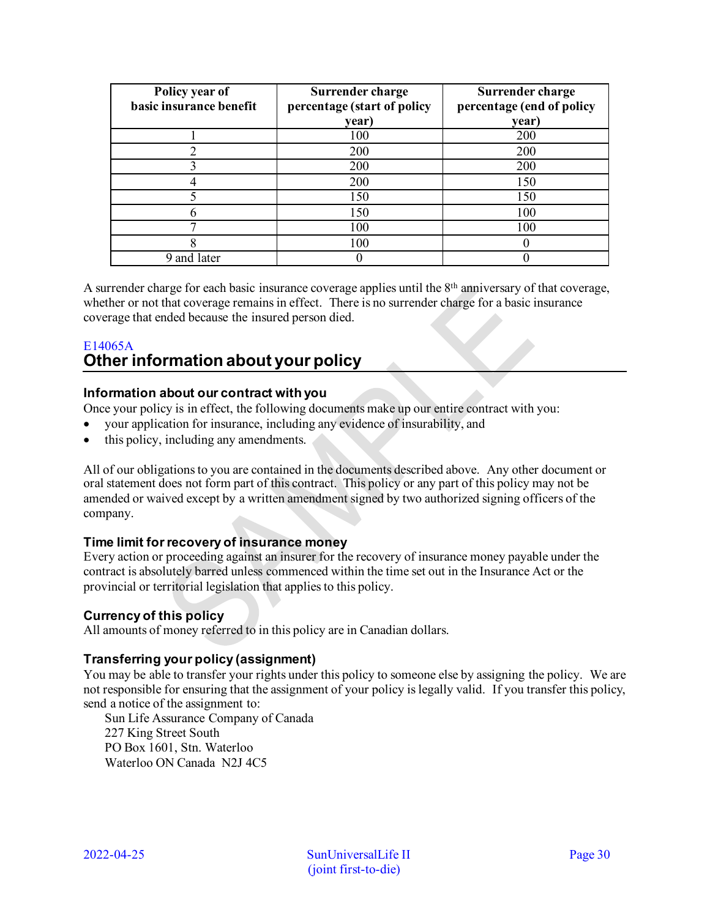| Policy year of basic insurance benefit | Surrender charge percentage (start of policy year) | Surrender charge percentage (end of policy year) |
|---|---|---|
| 1 | 100 | 200 |
| 2 | 200 | 200 |
| 3 | 200 | 200 |
| 4 | 200 | 150 |
| 5 | 150 | 150 |
| 6 | 150 | 100 |
| 7 | 100 | 100 |
| 8 | 100 | 0 |
| 9 and later | 0 | 0 |

A surrender charge for each basic insurance coverage applies until the 8th anniversary of that coverage, whether or not that coverage remains in effect. There is no surrender charge for a basic insurance coverage that ended because the insured person died.

E14065A

## Other information about your policy

### Information about our contract with you

Once your policy is in effect, the following documents make up our entire contract with you:

- your application for insurance, including any evidence of insurability, and
- this policy, including any amendments.

All of our obligations to you are contained in the documents described above. Any other document or oral statement does not form part of this contract. This policy or any part of this policy may not be amended or waived except by a written amendment signed by two authorized signing officers of the company.

### Time limit for recovery of insurance money

Every action or proceeding against an insurer for the recovery of insurance money payable under the contract is absolutely barred unless commenced within the time set out in the Insurance Act or the provincial or territorial legislation that applies to this policy.

### Currency of this policy

All amounts of money referred to in this policy are in Canadian dollars.

### Transferring your policy (assignment)

You may be able to transfer your rights under this policy to someone else by assigning the policy. We are not responsible for ensuring that the assignment of your policy is legally valid. If you transfer this policy, send a notice of the assignment to:

Sun Life Assurance Company of Canada
227 King Street South
PO Box 1601, Stn. Waterloo
Waterloo ON Canada N2J 4C5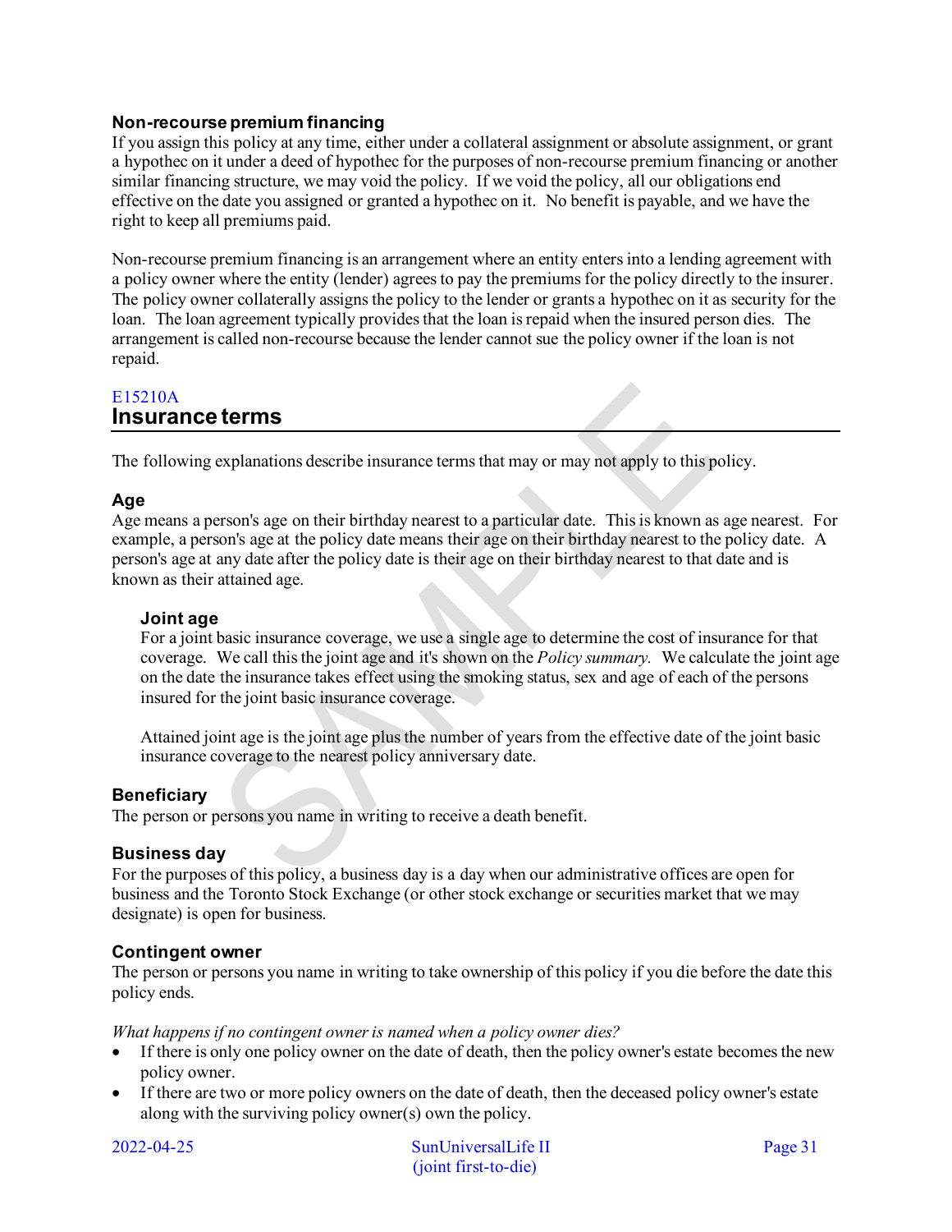### Non-recourse premium financing

If you assign this policy at any time, either under a collateral assignment or absolute assignment, or grant a hypothec on it under a deed of hypothec for the purposes of non-recourse premium financing or another similar financing structure, we may void the policy. If we void the policy, all our obligations end effective on the date you assigned or granted a hypothec on it. No benefit is payable, and we have the right to keep all premiums paid.

Non-recourse premium financing is an arrangement where an entity enters into a lending agreement with a policy owner where the entity (lender) agrees to pay the premiums for the policy directly to the insurer. The policy owner collaterally assigns the policy to the lender or grants a hypothec on it as security for the loan. The loan agreement typically provides that the loan is repaid when the insured person dies. The arrangement is called non-recourse because the lender cannot sue the policy owner if the loan is not repaid.

E15210A

## Insurance terms

The following explanations describe insurance terms that may or may not apply to this policy.

### Age

Age means a person's age on their birthday nearest to a particular date. This is known as age nearest. For example, a person's age at the policy date means their age on their birthday nearest to the policy date. A person's age at any date after the policy date is their age on their birthday nearest to that date and is known as their attained age.

#### Joint age

For a joint basic insurance coverage, we use a single age to determine the cost of insurance for that coverage. We call this the joint age and it's shown on the *Policy summary.* We calculate the joint age on the date the insurance takes effect using the smoking status, sex and age of each of the persons insured for the joint basic insurance coverage.

Attained joint age is the joint age plus the number of years from the effective date of the joint basic insurance coverage to the nearest policy anniversary date.

### Beneficiary

The person or persons you name in writing to receive a death benefit.

### Business day

For the purposes of this policy, a business day is a day when our administrative offices are open for business and the Toronto Stock Exchange (or other stock exchange or securities market that we may designate) is open for business.

### Contingent owner

The person or persons you name in writing to take ownership of this policy if you die before the date this policy ends.

*What happens if no contingent owner is named when a policy owner dies?*

- If there is only one policy owner on the date of death, then the policy owner's estate becomes the new policy owner.
- If there are two or more policy owners on the date of death, then the deceased policy owner's estate along with the surviving policy owner(s) own the policy.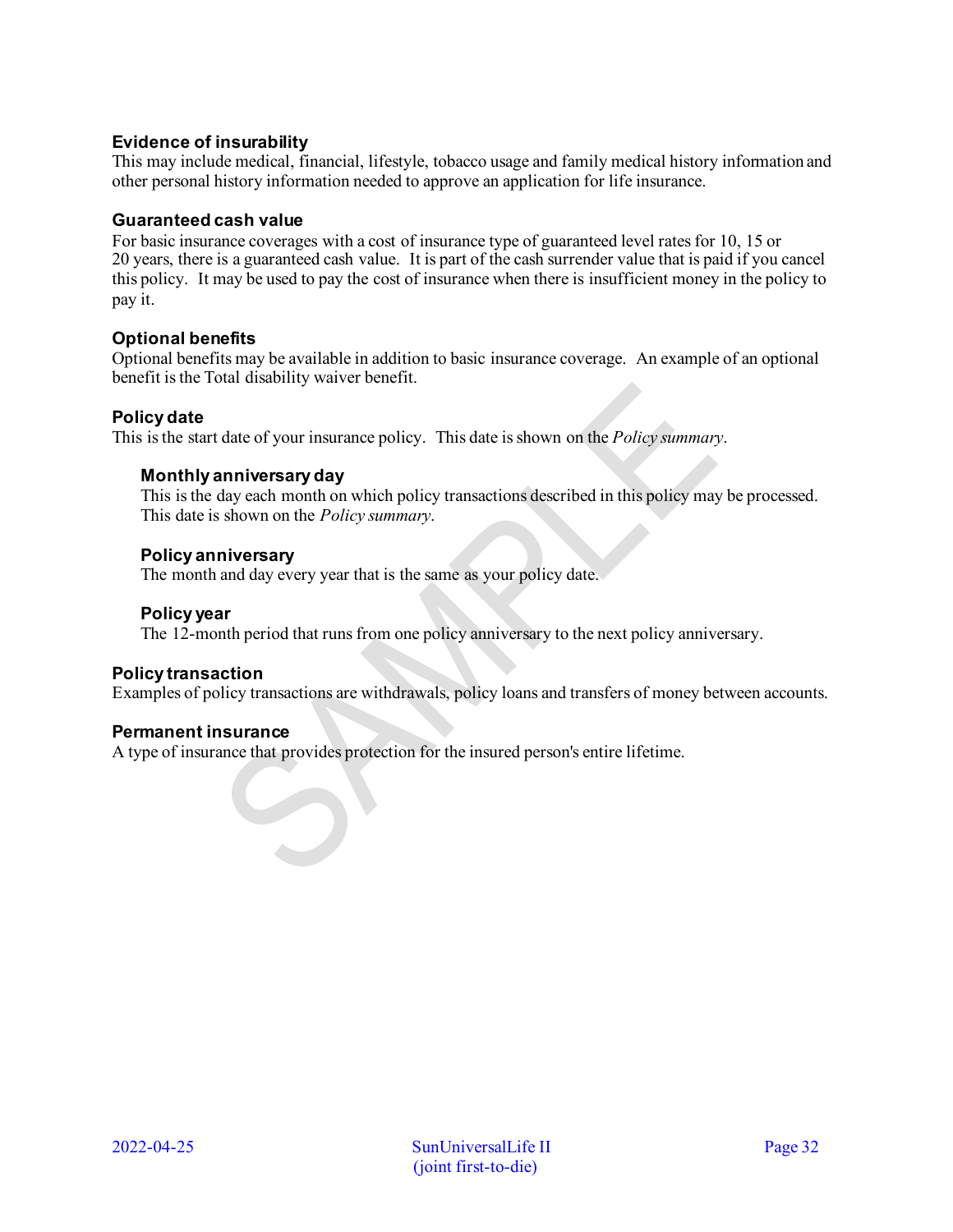### Evidence of insurability

This may include medical, financial, lifestyle, tobacco usage and family medical history information and other personal history information needed to approve an application for life insurance.

### Guaranteed cash value

For basic insurance coverages with a cost of insurance type of guaranteed level rates for 10, 15 or 20 years, there is a guaranteed cash value. It is part of the cash surrender value that is paid if you cancel this policy. It may be used to pay the cost of insurance when there is insufficient money in the policy to pay it.

### Optional benefits

Optional benefits may be available in addition to basic insurance coverage. An example of an optional benefit is the Total disability waiver benefit.

### Policy date

This is the start date of your insurance policy. This date is shown on the *Policy summary*.

#### Monthly anniversary day

This is the day each month on which policy transactions described in this policy may be processed. This date is shown on the *Policy summary*.

#### Policy anniversary

The month and day every year that is the same as your policy date.

#### Policy year

The 12-month period that runs from one policy anniversary to the next policy anniversary.

### Policy transaction

Examples of policy transactions are withdrawals, policy loans and transfers of money between accounts.

### Permanent insurance

A type of insurance that provides protection for the insured person's entire lifetime.